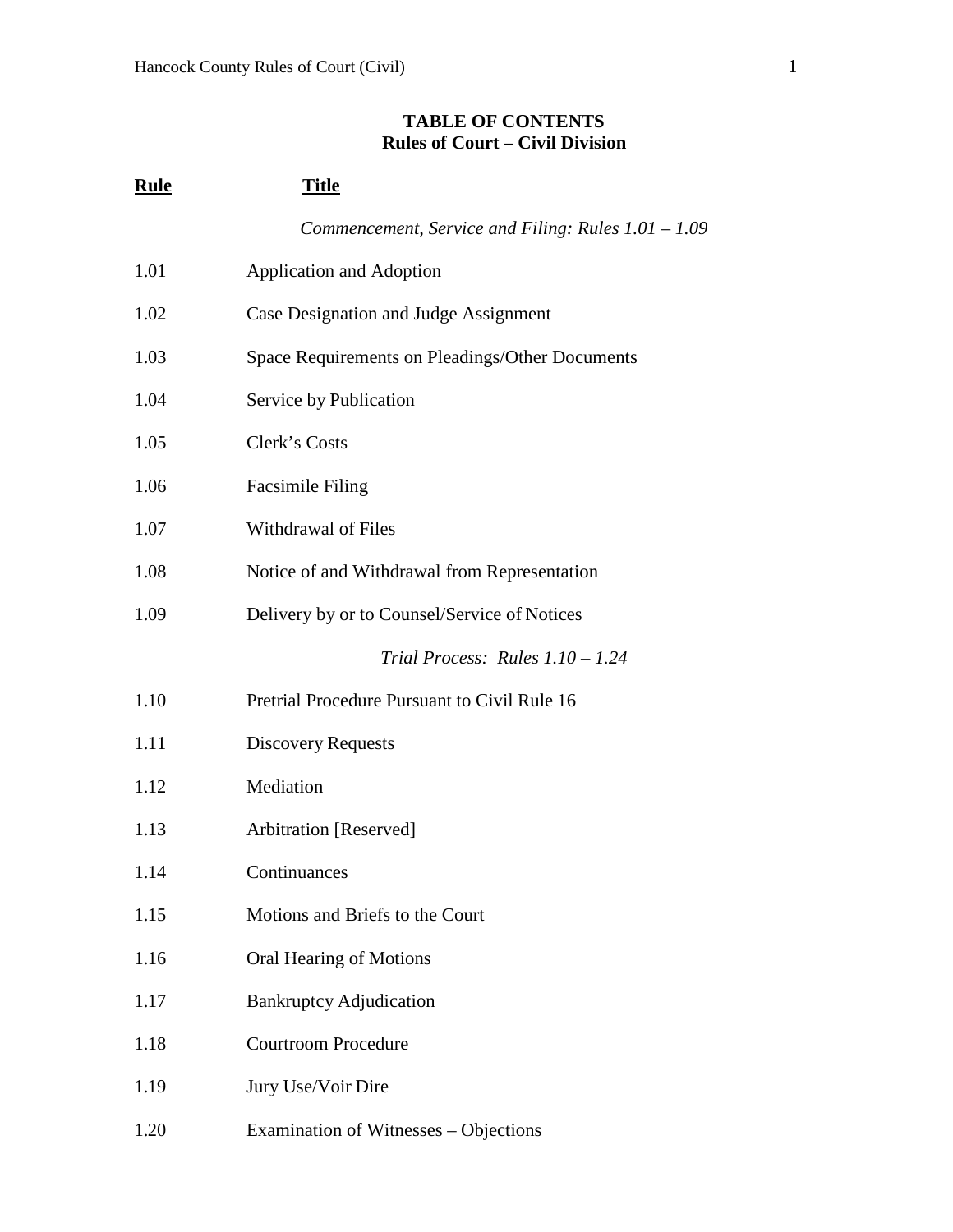# TABLE OF CONTENTS
## Rules of Court – Civil Division

| Rule | Title |
|---|---|
| | *Commencement, Service and Filing: Rules 1.01 – 1.09* |
| 1.01 | Application and Adoption |
| 1.02 | Case Designation and Judge Assignment |
| 1.03 | Space Requirements on Pleadings/Other Documents |
| 1.04 | Service by Publication |
| 1.05 | Clerk's Costs |
| 1.06 | Facsimile Filing |
| 1.07 | Withdrawal of Files |
| 1.08 | Notice of and Withdrawal from Representation |
| 1.09 | Delivery by or to Counsel/Service of Notices |
| | *Trial Process: Rules 1.10 – 1.24* |
| 1.10 | Pretrial Procedure Pursuant to Civil Rule 16 |
| 1.11 | Discovery Requests |
| 1.12 | Mediation |
| 1.13 | Arbitration [Reserved] |
| 1.14 | Continuances |
| 1.15 | Motions and Briefs to the Court |
| 1.16 | Oral Hearing of Motions |
| 1.17 | Bankruptcy Adjudication |
| 1.18 | Courtroom Procedure |
| 1.19 | Jury Use/Voir Dire |
| 1.20 | Examination of Witnesses – Objections |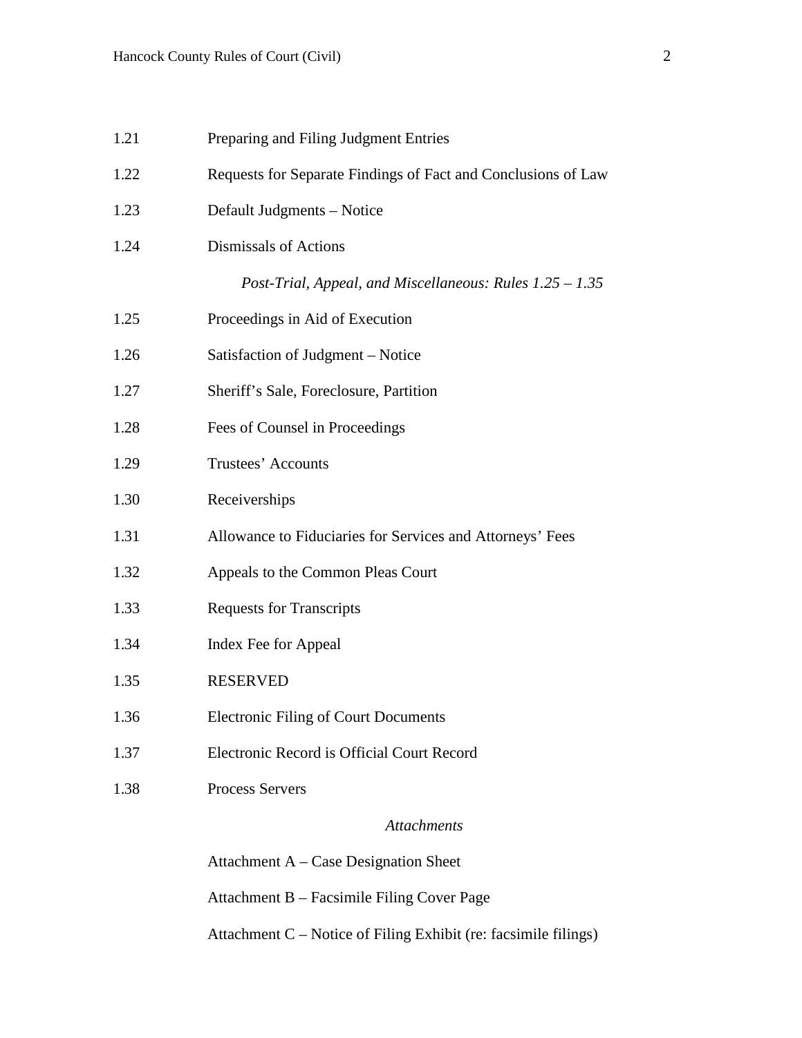| | |
|---|---|
| 1.21 | Preparing and Filing Judgment Entries |
| 1.22 | Requests for Separate Findings of Fact and Conclusions of Law |
| 1.23 | Default Judgments – Notice |
| 1.24 | Dismissals of Actions |
| | *Post-Trial, Appeal, and Miscellaneous: Rules 1.25 – 1.35* |
| 1.25 | Proceedings in Aid of Execution |
| 1.26 | Satisfaction of Judgment – Notice |
| 1.27 | Sheriff's Sale, Foreclosure, Partition |
| 1.28 | Fees of Counsel in Proceedings |
| 1.29 | Trustees' Accounts |
| 1.30 | Receiverships |
| 1.31 | Allowance to Fiduciaries for Services and Attorneys' Fees |
| 1.32 | Appeals to the Common Pleas Court |
| 1.33 | Requests for Transcripts |
| 1.34 | Index Fee for Appeal |
| 1.35 | RESERVED |
| 1.36 | Electronic Filing of Court Documents |
| 1.37 | Electronic Record is Official Court Record |
| 1.38 | Process Servers |

*Attachments*

Attachment A – Case Designation Sheet

Attachment B – Facsimile Filing Cover Page

Attachment C – Notice of Filing Exhibit (re: facsimile filings)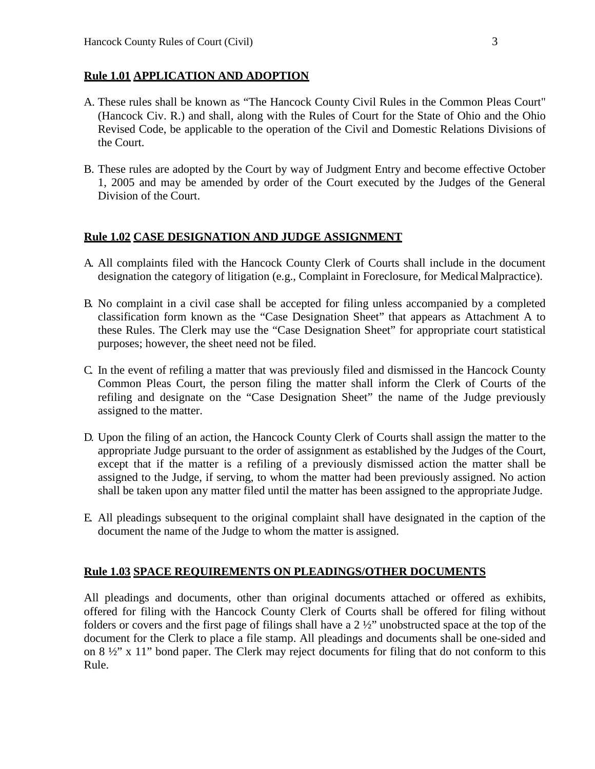**Rule 1.01 APPLICATION AND ADOPTION**

A. These rules shall be known as "The Hancock County Civil Rules in the Common Pleas Court" (Hancock Civ. R.) and shall, along with the Rules of Court for the State of Ohio and the Ohio Revised Code, be applicable to the operation of the Civil and Domestic Relations Divisions of the Court.

B. These rules are adopted by the Court by way of Judgment Entry and become effective October 1, 2005 and may be amended by order of the Court executed by the Judges of the General Division of the Court.

**Rule 1.02 CASE DESIGNATION AND JUDGE ASSIGNMENT**

A. All complaints filed with the Hancock County Clerk of Courts shall include in the document designation the category of litigation (e.g., Complaint in Foreclosure, for Medical Malpractice).

B. No complaint in a civil case shall be accepted for filing unless accompanied by a completed classification form known as the "Case Designation Sheet" that appears as Attachment A to these Rules. The Clerk may use the "Case Designation Sheet" for appropriate court statistical purposes; however, the sheet need not be filed.

C. In the event of refiling a matter that was previously filed and dismissed in the Hancock County Common Pleas Court, the person filing the matter shall inform the Clerk of Courts of the refiling and designate on the "Case Designation Sheet" the name of the Judge previously assigned to the matter.

D. Upon the filing of an action, the Hancock County Clerk of Courts shall assign the matter to the appropriate Judge pursuant to the order of assignment as established by the Judges of the Court, except that if the matter is a refiling of a previously dismissed action the matter shall be assigned to the Judge, if serving, to whom the matter had been previously assigned. No action shall be taken upon any matter filed until the matter has been assigned to the appropriate Judge.

E. All pleadings subsequent to the original complaint shall have designated in the caption of the document the name of the Judge to whom the matter is assigned.

**Rule 1.03 SPACE REQUIREMENTS ON PLEADINGS/OTHER DOCUMENTS**

All pleadings and documents, other than original documents attached or offered as exhibits, offered for filing with the Hancock County Clerk of Courts shall be offered for filing without folders or covers and the first page of filings shall have a 2 ½" unobstructed space at the top of the document for the Clerk to place a file stamp. All pleadings and documents shall be one-sided and on 8 ½" x 11" bond paper. The Clerk may reject documents for filing that do not conform to this Rule.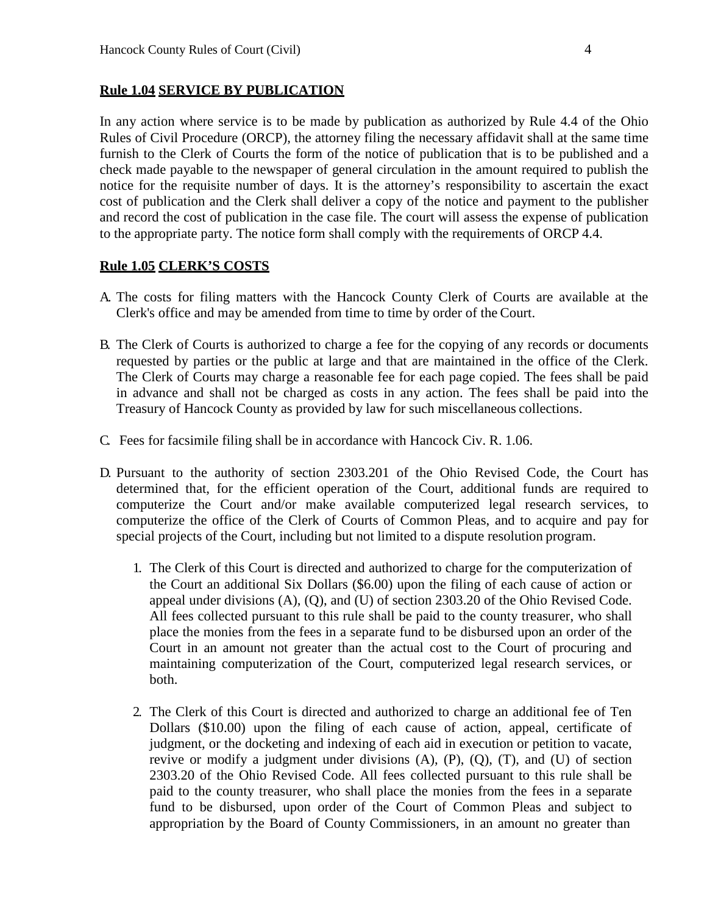**Rule 1.04 SERVICE BY PUBLICATION**

In any action where service is to be made by publication as authorized by Rule 4.4 of the Ohio Rules of Civil Procedure (ORCP), the attorney filing the necessary affidavit shall at the same time furnish to the Clerk of Courts the form of the notice of publication that is to be published and a check made payable to the newspaper of general circulation in the amount required to publish the notice for the requisite number of days. It is the attorney's responsibility to ascertain the exact cost of publication and the Clerk shall deliver a copy of the notice and payment to the publisher and record the cost of publication in the case file. The court will assess the expense of publication to the appropriate party. The notice form shall comply with the requirements of ORCP 4.4.

**Rule 1.05 CLERK'S COSTS**

A. The costs for filing matters with the Hancock County Clerk of Courts are available at the Clerk's office and may be amended from time to time by order of the Court.

B. The Clerk of Courts is authorized to charge a fee for the copying of any records or documents requested by parties or the public at large and that are maintained in the office of the Clerk. The Clerk of Courts may charge a reasonable fee for each page copied. The fees shall be paid in advance and shall not be charged as costs in any action. The fees shall be paid into the Treasury of Hancock County as provided by law for such miscellaneous collections.

C. Fees for facsimile filing shall be in accordance with Hancock Civ. R. 1.06.

D. Pursuant to the authority of section 2303.201 of the Ohio Revised Code, the Court has determined that, for the efficient operation of the Court, additional funds are required to computerize the Court and/or make available computerized legal research services, to computerize the office of the Clerk of Courts of Common Pleas, and to acquire and pay for special projects of the Court, including but not limited to a dispute resolution program.

   1. The Clerk of this Court is directed and authorized to charge for the computerization of the Court an additional Six Dollars ($6.00) upon the filing of each cause of action or appeal under divisions (A), (Q), and (U) of section 2303.20 of the Ohio Revised Code. All fees collected pursuant to this rule shall be paid to the county treasurer, who shall place the monies from the fees in a separate fund to be disbursed upon an order of the Court in an amount not greater than the actual cost to the Court of procuring and maintaining computerization of the Court, computerized legal research services, or both.

   2. The Clerk of this Court is directed and authorized to charge an additional fee of Ten Dollars ($10.00) upon the filing of each cause of action, appeal, certificate of judgment, or the docketing and indexing of each aid in execution or petition to vacate, revive or modify a judgment under divisions (A), (P), (Q), (T), and (U) of section 2303.20 of the Ohio Revised Code. All fees collected pursuant to this rule shall be paid to the county treasurer, who shall place the monies from the fees in a separate fund to be disbursed, upon order of the Court of Common Pleas and subject to appropriation by the Board of County Commissioners, in an amount no greater than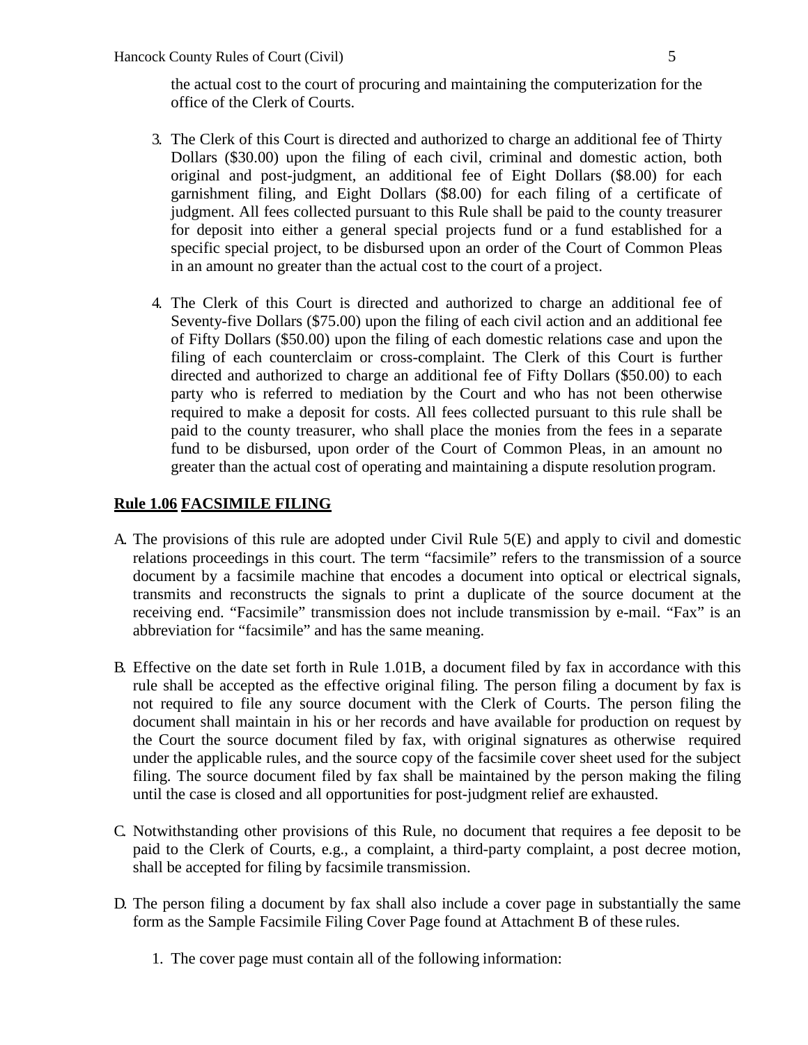the actual cost to the court of procuring and maintaining the computerization for the office of the Clerk of Courts.

3. The Clerk of this Court is directed and authorized to charge an additional fee of Thirty Dollars ($30.00) upon the filing of each civil, criminal and domestic action, both original and post-judgment, an additional fee of Eight Dollars ($8.00) for each garnishment filing, and Eight Dollars ($8.00) for each filing of a certificate of judgment. All fees collected pursuant to this Rule shall be paid to the county treasurer for deposit into either a general special projects fund or a fund established for a specific special project, to be disbursed upon an order of the Court of Common Pleas in an amount no greater than the actual cost to the court of a project.

4. The Clerk of this Court is directed and authorized to charge an additional fee of Seventy-five Dollars ($75.00) upon the filing of each civil action and an additional fee of Fifty Dollars ($50.00) upon the filing of each domestic relations case and upon the filing of each counterclaim or cross-complaint. The Clerk of this Court is further directed and authorized to charge an additional fee of Fifty Dollars ($50.00) to each party who is referred to mediation by the Court and who has not been otherwise required to make a deposit for costs. All fees collected pursuant to this rule shall be paid to the county treasurer, who shall place the monies from the fees in a separate fund to be disbursed, upon order of the Court of Common Pleas, in an amount no greater than the actual cost of operating and maintaining a dispute resolution program.

## **Rule 1.06 FACSIMILE FILING**

A. The provisions of this rule are adopted under Civil Rule 5(E) and apply to civil and domestic relations proceedings in this court. The term "facsimile" refers to the transmission of a source document by a facsimile machine that encodes a document into optical or electrical signals, transmits and reconstructs the signals to print a duplicate of the source document at the receiving end. "Facsimile" transmission does not include transmission by e-mail. "Fax" is an abbreviation for "facsimile" and has the same meaning.

B. Effective on the date set forth in Rule 1.01B, a document filed by fax in accordance with this rule shall be accepted as the effective original filing. The person filing a document by fax is not required to file any source document with the Clerk of Courts. The person filing the document shall maintain in his or her records and have available for production on request by the Court the source document filed by fax, with original signatures as otherwise required under the applicable rules, and the source copy of the facsimile cover sheet used for the subject filing. The source document filed by fax shall be maintained by the person making the filing until the case is closed and all opportunities for post-judgment relief are exhausted.

C. Notwithstanding other provisions of this Rule, no document that requires a fee deposit to be paid to the Clerk of Courts, e.g., a complaint, a third-party complaint, a post decree motion, shall be accepted for filing by facsimile transmission.

D. The person filing a document by fax shall also include a cover page in substantially the same form as the Sample Facsimile Filing Cover Page found at Attachment B of these rules.

   1. The cover page must contain all of the following information: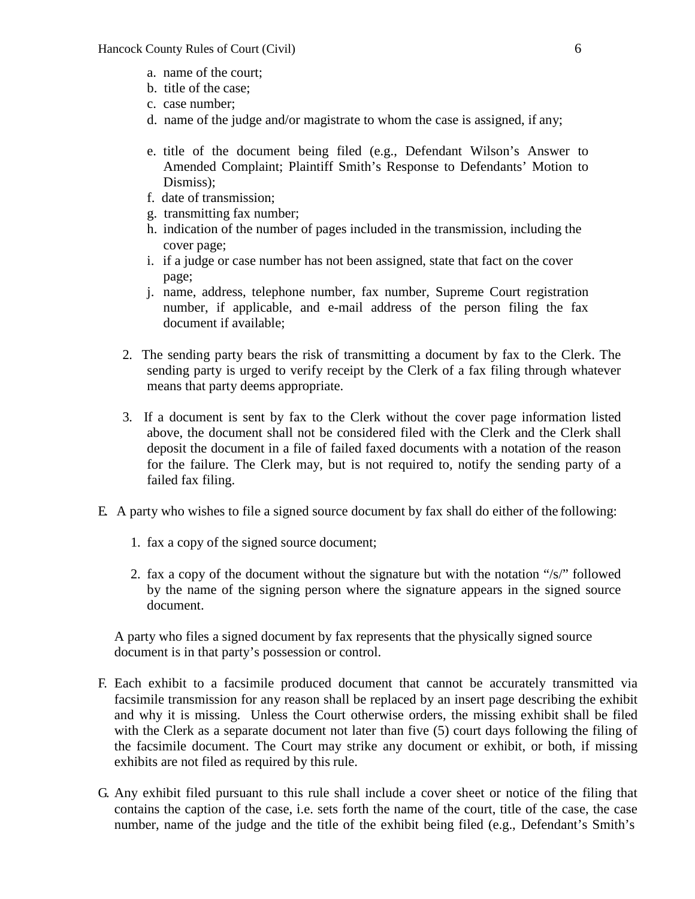a. name of the court;
b. title of the case;
c. case number;
d. name of the judge and/or magistrate to whom the case is assigned, if any;
e. title of the document being filed (e.g., Defendant Wilson's Answer to Amended Complaint; Plaintiff Smith's Response to Defendants' Motion to Dismiss);
f. date of transmission;
g. transmitting fax number;
h. indication of the number of pages included in the transmission, including the cover page;
i. if a judge or case number has not been assigned, state that fact on the cover page;
j. name, address, telephone number, fax number, Supreme Court registration number, if applicable, and e-mail address of the person filing the fax document if available;

2. The sending party bears the risk of transmitting a document by fax to the Clerk. The sending party is urged to verify receipt by the Clerk of a fax filing through whatever means that party deems appropriate.

3. If a document is sent by fax to the Clerk without the cover page information listed above, the document shall not be considered filed with the Clerk and the Clerk shall deposit the document in a file of failed faxed documents with a notation of the reason for the failure. The Clerk may, but is not required to, notify the sending party of a failed fax filing.

E. A party who wishes to file a signed source document by fax shall do either of the following:

1. fax a copy of the signed source document;

2. fax a copy of the document without the signature but with the notation "/s/" followed by the name of the signing person where the signature appears in the signed source document.

A party who files a signed document by fax represents that the physically signed source document is in that party's possession or control.

F. Each exhibit to a facsimile produced document that cannot be accurately transmitted via facsimile transmission for any reason shall be replaced by an insert page describing the exhibit and why it is missing. Unless the Court otherwise orders, the missing exhibit shall be filed with the Clerk as a separate document not later than five (5) court days following the filing of the facsimile document. The Court may strike any document or exhibit, or both, if missing exhibits are not filed as required by this rule.

G. Any exhibit filed pursuant to this rule shall include a cover sheet or notice of the filing that contains the caption of the case, i.e. sets forth the name of the court, title of the case, the case number, name of the judge and the title of the exhibit being filed (e.g., Defendant's Smith's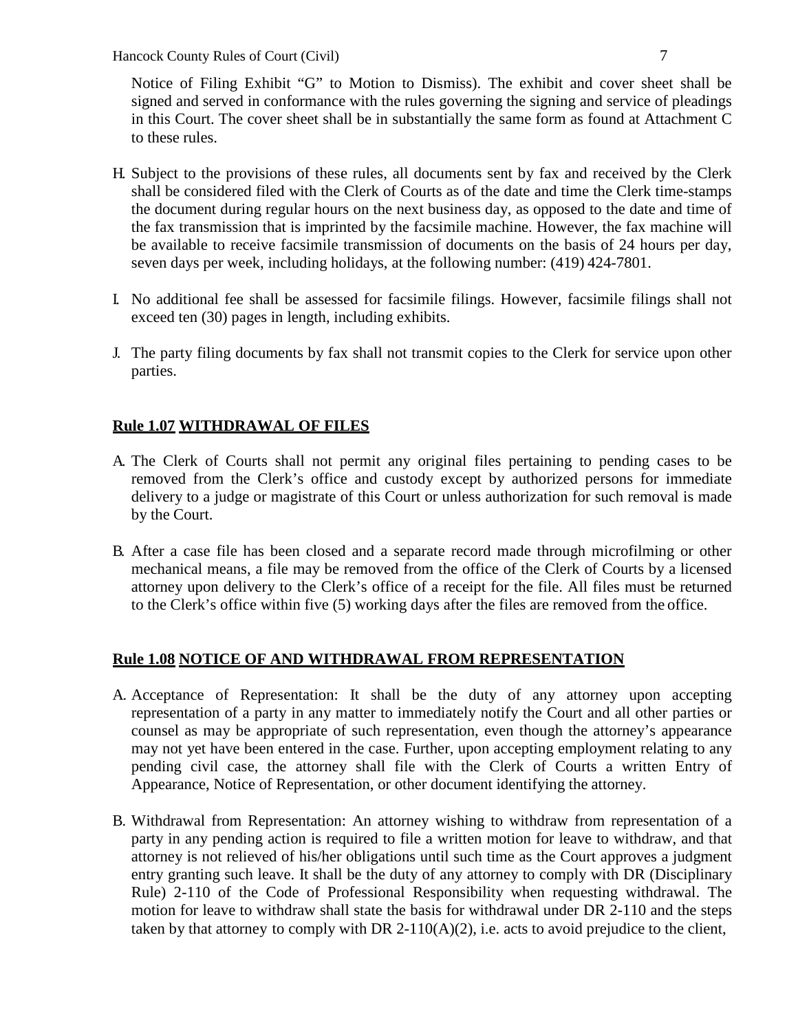Notice of Filing Exhibit "G" to Motion to Dismiss). The exhibit and cover sheet shall be signed and served in conformance with the rules governing the signing and service of pleadings in this Court. The cover sheet shall be in substantially the same form as found at Attachment C to these rules.

H. Subject to the provisions of these rules, all documents sent by fax and received by the Clerk shall be considered filed with the Clerk of Courts as of the date and time the Clerk time-stamps the document during regular hours on the next business day, as opposed to the date and time of the fax transmission that is imprinted by the facsimile machine. However, the fax machine will be available to receive facsimile transmission of documents on the basis of 24 hours per day, seven days per week, including holidays, at the following number: (419) 424-7801.

I. No additional fee shall be assessed for facsimile filings. However, facsimile filings shall not exceed ten (30) pages in length, including exhibits.

J. The party filing documents by fax shall not transmit copies to the Clerk for service upon other parties.

**Rule 1.07 WITHDRAWAL OF FILES**

A. The Clerk of Courts shall not permit any original files pertaining to pending cases to be removed from the Clerk's office and custody except by authorized persons for immediate delivery to a judge or magistrate of this Court or unless authorization for such removal is made by the Court.

B. After a case file has been closed and a separate record made through microfilming or other mechanical means, a file may be removed from the office of the Clerk of Courts by a licensed attorney upon delivery to the Clerk's office of a receipt for the file. All files must be returned to the Clerk's office within five (5) working days after the files are removed from the office.

**Rule 1.08 NOTICE OF AND WITHDRAWAL FROM REPRESENTATION**

A. Acceptance of Representation: It shall be the duty of any attorney upon accepting representation of a party in any matter to immediately notify the Court and all other parties or counsel as may be appropriate of such representation, even though the attorney's appearance may not yet have been entered in the case. Further, upon accepting employment relating to any pending civil case, the attorney shall file with the Clerk of Courts a written Entry of Appearance, Notice of Representation, or other document identifying the attorney.

B. Withdrawal from Representation: An attorney wishing to withdraw from representation of a party in any pending action is required to file a written motion for leave to withdraw, and that attorney is not relieved of his/her obligations until such time as the Court approves a judgment entry granting such leave. It shall be the duty of any attorney to comply with DR (Disciplinary Rule) 2-110 of the Code of Professional Responsibility when requesting withdrawal. The motion for leave to withdraw shall state the basis for withdrawal under DR 2-110 and the steps taken by that attorney to comply with DR 2-110(A)(2), i.e. acts to avoid prejudice to the client,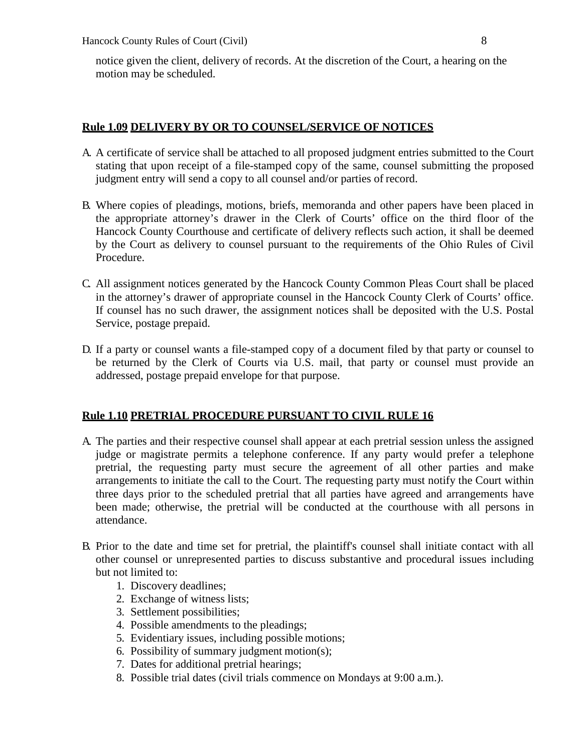notice given the client, delivery of records. At the discretion of the Court, a hearing on the motion may be scheduled.

## Rule 1.09 DELIVERY BY OR TO COUNSEL/SERVICE OF NOTICES

A. A certificate of service shall be attached to all proposed judgment entries submitted to the Court stating that upon receipt of a file-stamped copy of the same, counsel submitting the proposed judgment entry will send a copy to all counsel and/or parties of record.

B. Where copies of pleadings, motions, briefs, memoranda and other papers have been placed in the appropriate attorney's drawer in the Clerk of Courts' office on the third floor of the Hancock County Courthouse and certificate of delivery reflects such action, it shall be deemed by the Court as delivery to counsel pursuant to the requirements of the Ohio Rules of Civil Procedure.

C. All assignment notices generated by the Hancock County Common Pleas Court shall be placed in the attorney's drawer of appropriate counsel in the Hancock County Clerk of Courts' office. If counsel has no such drawer, the assignment notices shall be deposited with the U.S. Postal Service, postage prepaid.

D. If a party or counsel wants a file-stamped copy of a document filed by that party or counsel to be returned by the Clerk of Courts via U.S. mail, that party or counsel must provide an addressed, postage prepaid envelope for that purpose.

## Rule 1.10 PRETRIAL PROCEDURE PURSUANT TO CIVIL RULE 16

A. The parties and their respective counsel shall appear at each pretrial session unless the assigned judge or magistrate permits a telephone conference. If any party would prefer a telephone pretrial, the requesting party must secure the agreement of all other parties and make arrangements to initiate the call to the Court. The requesting party must notify the Court within three days prior to the scheduled pretrial that all parties have agreed and arrangements have been made; otherwise, the pretrial will be conducted at the courthouse with all persons in attendance.

B. Prior to the date and time set for pretrial, the plaintiff's counsel shall initiate contact with all other counsel or unrepresented parties to discuss substantive and procedural issues including but not limited to:
   1. Discovery deadlines;
   2. Exchange of witness lists;
   3. Settlement possibilities;
   4. Possible amendments to the pleadings;
   5. Evidentiary issues, including possible motions;
   6. Possibility of summary judgment motion(s);
   7. Dates for additional pretrial hearings;
   8. Possible trial dates (civil trials commence on Mondays at 9:00 a.m.).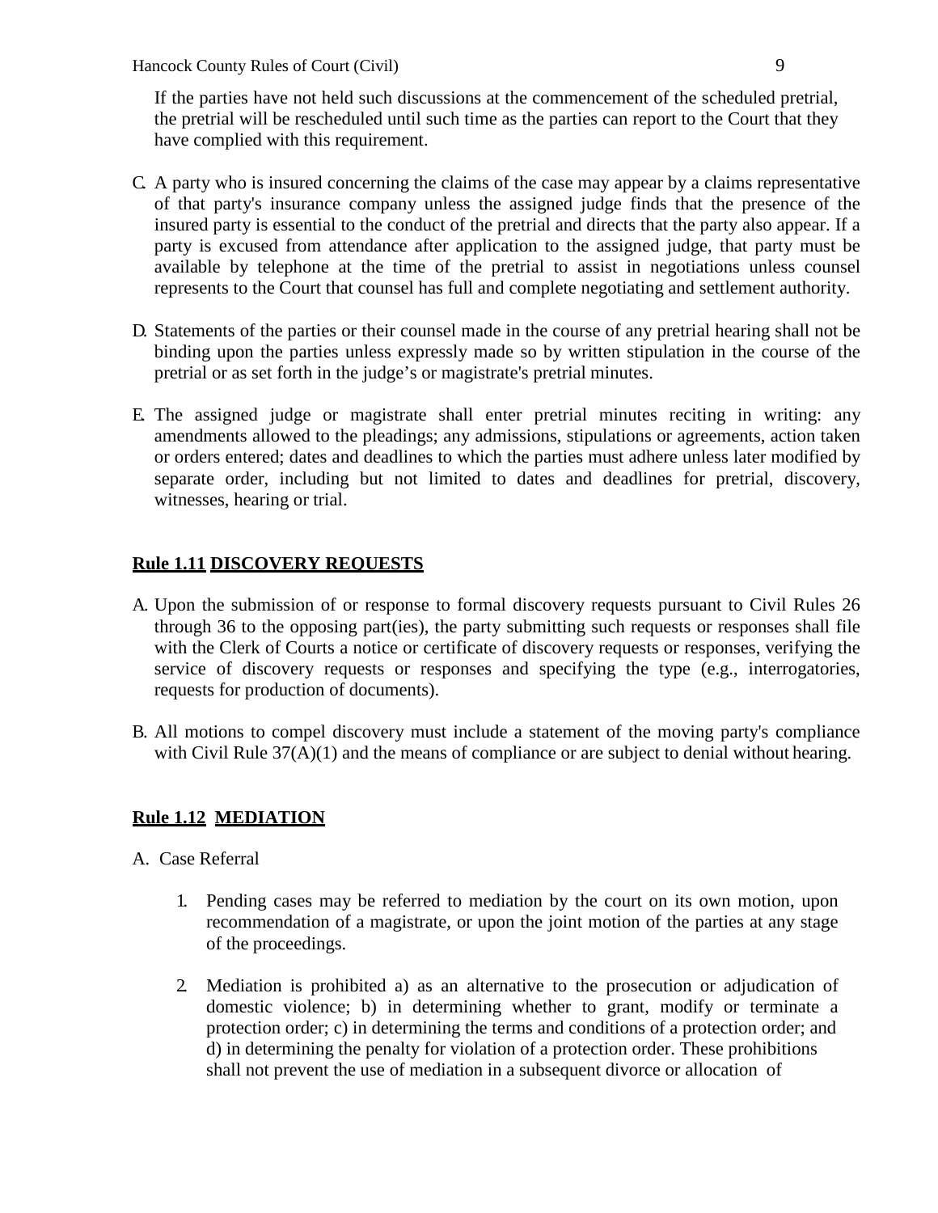If the parties have not held such discussions at the commencement of the scheduled pretrial, the pretrial will be rescheduled until such time as the parties can report to the Court that they have complied with this requirement.

C. A party who is insured concerning the claims of the case may appear by a claims representative of that party's insurance company unless the assigned judge finds that the presence of the insured party is essential to the conduct of the pretrial and directs that the party also appear. If a party is excused from attendance after application to the assigned judge, that party must be available by telephone at the time of the pretrial to assist in negotiations unless counsel represents to the Court that counsel has full and complete negotiating and settlement authority.

D. Statements of the parties or their counsel made in the course of any pretrial hearing shall not be binding upon the parties unless expressly made so by written stipulation in the course of the pretrial or as set forth in the judge's or magistrate's pretrial minutes.

E. The assigned judge or magistrate shall enter pretrial minutes reciting in writing: any amendments allowed to the pleadings; any admissions, stipulations or agreements, action taken or orders entered; dates and deadlines to which the parties must adhere unless later modified by separate order, including but not limited to dates and deadlines for pretrial, discovery, witnesses, hearing or trial.

## Rule 1.11 DISCOVERY REQUESTS

A. Upon the submission of or response to formal discovery requests pursuant to Civil Rules 26 through 36 to the opposing part(ies), the party submitting such requests or responses shall file with the Clerk of Courts a notice or certificate of discovery requests or responses, verifying the service of discovery requests or responses and specifying the type (e.g., interrogatories, requests for production of documents).

B. All motions to compel discovery must include a statement of the moving party's compliance with Civil Rule 37(A)(1) and the means of compliance or are subject to denial without hearing.

## Rule 1.12 MEDIATION

A. Case Referral

1. Pending cases may be referred to mediation by the court on its own motion, upon recommendation of a magistrate, or upon the joint motion of the parties at any stage of the proceedings.

2. Mediation is prohibited a) as an alternative to the prosecution or adjudication of domestic violence; b) in determining whether to grant, modify or terminate a protection order; c) in determining the terms and conditions of a protection order; and d) in determining the penalty for violation of a protection order. These prohibitions shall not prevent the use of mediation in a subsequent divorce or allocation of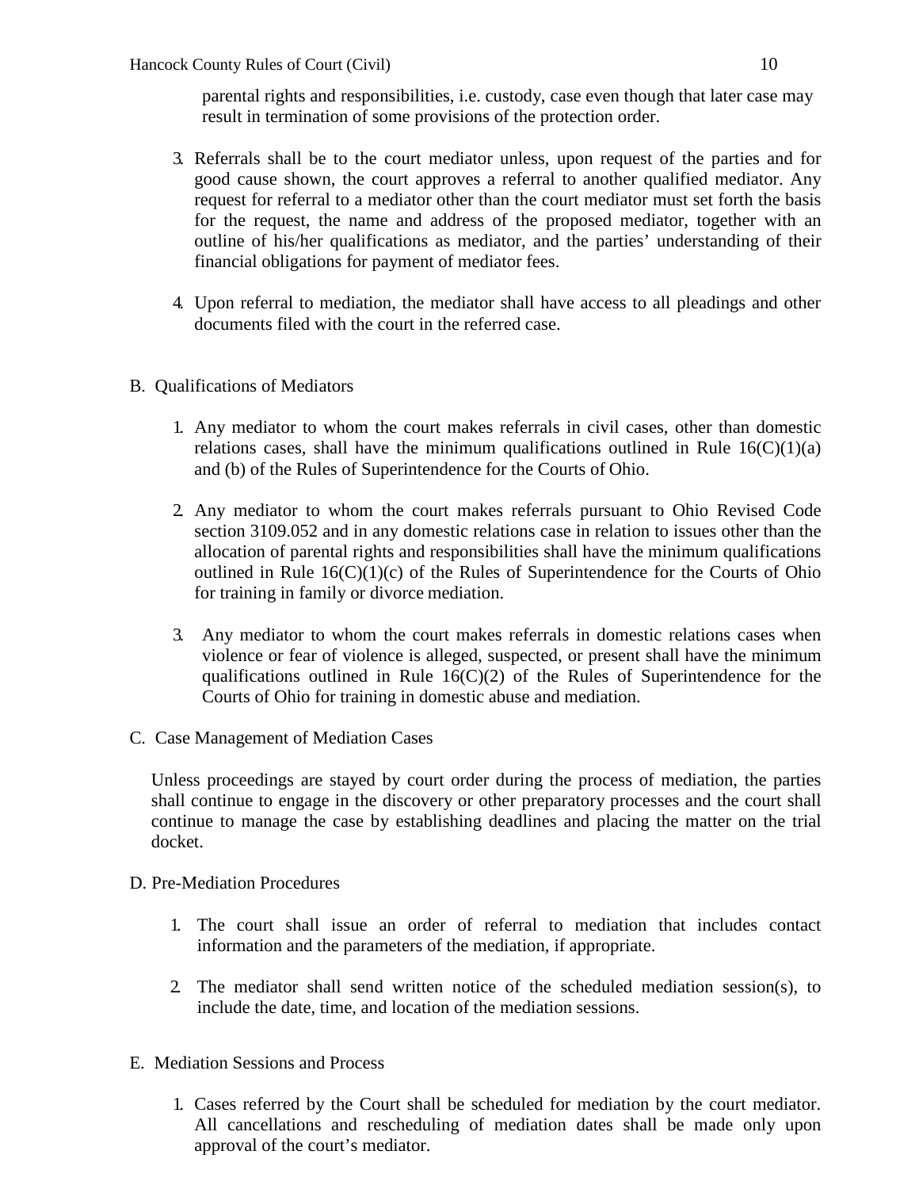parental rights and responsibilities, i.e. custody, case even though that later case may result in termination of some provisions of the protection order.

3. Referrals shall be to the court mediator unless, upon request of the parties and for good cause shown, the court approves a referral to another qualified mediator. Any request for referral to a mediator other than the court mediator must set forth the basis for the request, the name and address of the proposed mediator, together with an outline of his/her qualifications as mediator, and the parties' understanding of their financial obligations for payment of mediator fees.

4. Upon referral to mediation, the mediator shall have access to all pleadings and other documents filed with the court in the referred case.

B. Qualifications of Mediators

1. Any mediator to whom the court makes referrals in civil cases, other than domestic relations cases, shall have the minimum qualifications outlined in Rule 16(C)(1)(a) and (b) of the Rules of Superintendence for the Courts of Ohio.

2. Any mediator to whom the court makes referrals pursuant to Ohio Revised Code section 3109.052 and in any domestic relations case in relation to issues other than the allocation of parental rights and responsibilities shall have the minimum qualifications outlined in Rule 16(C)(1)(c) of the Rules of Superintendence for the Courts of Ohio for training in family or divorce mediation.

3. Any mediator to whom the court makes referrals in domestic relations cases when violence or fear of violence is alleged, suspected, or present shall have the minimum qualifications outlined in Rule 16(C)(2) of the Rules of Superintendence for the Courts of Ohio for training in domestic abuse and mediation.

C. Case Management of Mediation Cases

Unless proceedings are stayed by court order during the process of mediation, the parties shall continue to engage in the discovery or other preparatory processes and the court shall continue to manage the case by establishing deadlines and placing the matter on the trial docket.

D. Pre-Mediation Procedures

1. The court shall issue an order of referral to mediation that includes contact information and the parameters of the mediation, if appropriate.

2. The mediator shall send written notice of the scheduled mediation session(s), to include the date, time, and location of the mediation sessions.

E. Mediation Sessions and Process

1. Cases referred by the Court shall be scheduled for mediation by the court mediator. All cancellations and rescheduling of mediation dates shall be made only upon approval of the court's mediator.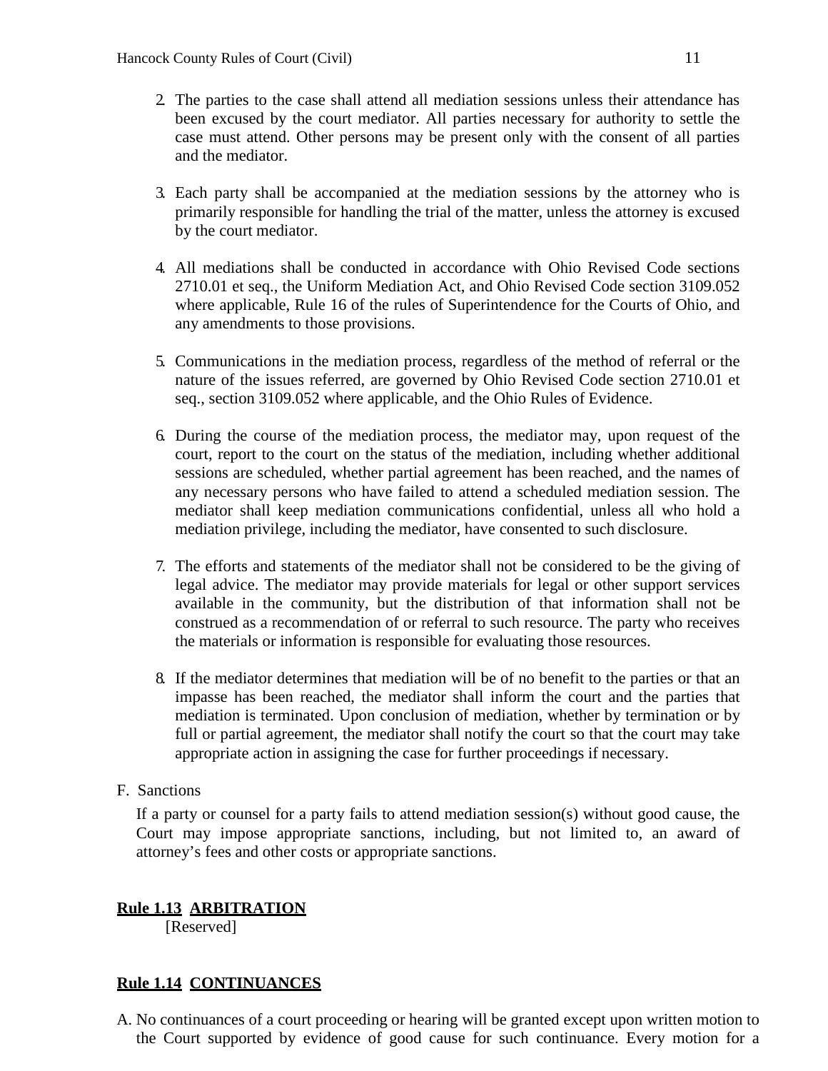2. The parties to the case shall attend all mediation sessions unless their attendance has been excused by the court mediator. All parties necessary for authority to settle the case must attend. Other persons may be present only with the consent of all parties and the mediator.

3. Each party shall be accompanied at the mediation sessions by the attorney who is primarily responsible for handling the trial of the matter, unless the attorney is excused by the court mediator.

4. All mediations shall be conducted in accordance with Ohio Revised Code sections 2710.01 et seq., the Uniform Mediation Act, and Ohio Revised Code section 3109.052 where applicable, Rule 16 of the rules of Superintendence for the Courts of Ohio, and any amendments to those provisions.

5. Communications in the mediation process, regardless of the method of referral or the nature of the issues referred, are governed by Ohio Revised Code section 2710.01 et seq., section 3109.052 where applicable, and the Ohio Rules of Evidence.

6. During the course of the mediation process, the mediator may, upon request of the court, report to the court on the status of the mediation, including whether additional sessions are scheduled, whether partial agreement has been reached, and the names of any necessary persons who have failed to attend a scheduled mediation session. The mediator shall keep mediation communications confidential, unless all who hold a mediation privilege, including the mediator, have consented to such disclosure.

7. The efforts and statements of the mediator shall not be considered to be the giving of legal advice. The mediator may provide materials for legal or other support services available in the community, but the distribution of that information shall not be construed as a recommendation of or referral to such resource. The party who receives the materials or information is responsible for evaluating those resources.

8. If the mediator determines that mediation will be of no benefit to the parties or that an impasse has been reached, the mediator shall inform the court and the parties that mediation is terminated. Upon conclusion of mediation, whether by termination or by full or partial agreement, the mediator shall notify the court so that the court may take appropriate action in assigning the case for further proceedings if necessary.

F. Sanctions

If a party or counsel for a party fails to attend mediation session(s) without good cause, the Court may impose appropriate sanctions, including, but not limited to, an award of attorney's fees and other costs or appropriate sanctions.

## **Rule 1.13 ARBITRATION**

[Reserved]

## **Rule 1.14 CONTINUANCES**

A. No continuances of a court proceeding or hearing will be granted except upon written motion to the Court supported by evidence of good cause for such continuance. Every motion for a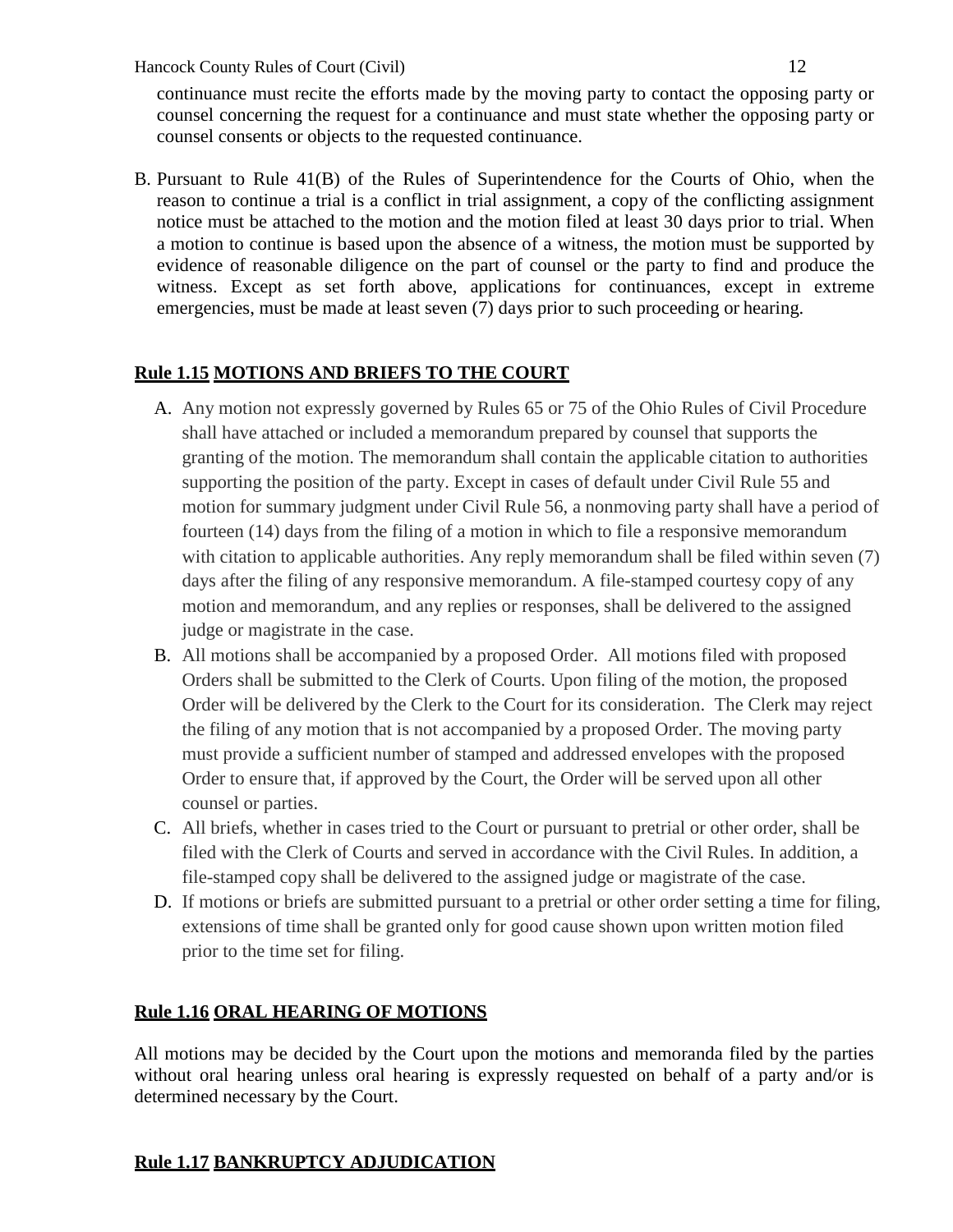continuance must recite the efforts made by the moving party to contact the opposing party or counsel concerning the request for a continuance and must state whether the opposing party or counsel consents or objects to the requested continuance.

B. Pursuant to Rule 41(B) of the Rules of Superintendence for the Courts of Ohio, when the reason to continue a trial is a conflict in trial assignment, a copy of the conflicting assignment notice must be attached to the motion and the motion filed at least 30 days prior to trial. When a motion to continue is based upon the absence of a witness, the motion must be supported by evidence of reasonable diligence on the part of counsel or the party to find and produce the witness. Except as set forth above, applications for continuances, except in extreme emergencies, must be made at least seven (7) days prior to such proceeding or hearing.

## **Rule 1.15 MOTIONS AND BRIEFS TO THE COURT**

A. Any motion not expressly governed by Rules 65 or 75 of the Ohio Rules of Civil Procedure shall have attached or included a memorandum prepared by counsel that supports the granting of the motion. The memorandum shall contain the applicable citation to authorities supporting the position of the party. Except in cases of default under Civil Rule 55 and motion for summary judgment under Civil Rule 56, a nonmoving party shall have a period of fourteen (14) days from the filing of a motion in which to file a responsive memorandum with citation to applicable authorities. Any reply memorandum shall be filed within seven (7) days after the filing of any responsive memorandum. A file-stamped courtesy copy of any motion and memorandum, and any replies or responses, shall be delivered to the assigned judge or magistrate in the case.
B. All motions shall be accompanied by a proposed Order. All motions filed with proposed Orders shall be submitted to the Clerk of Courts. Upon filing of the motion, the proposed Order will be delivered by the Clerk to the Court for its consideration. The Clerk may reject the filing of any motion that is not accompanied by a proposed Order. The moving party must provide a sufficient number of stamped and addressed envelopes with the proposed Order to ensure that, if approved by the Court, the Order will be served upon all other counsel or parties.
C. All briefs, whether in cases tried to the Court or pursuant to pretrial or other order, shall be filed with the Clerk of Courts and served in accordance with the Civil Rules. In addition, a file-stamped copy shall be delivered to the assigned judge or magistrate of the case.
D. If motions or briefs are submitted pursuant to a pretrial or other order setting a time for filing, extensions of time shall be granted only for good cause shown upon written motion filed prior to the time set for filing.

## **Rule 1.16 ORAL HEARING OF MOTIONS**

All motions may be decided by the Court upon the motions and memoranda filed by the parties without oral hearing unless oral hearing is expressly requested on behalf of a party and/or is determined necessary by the Court.

## **Rule 1.17 BANKRUPTCY ADJUDICATION**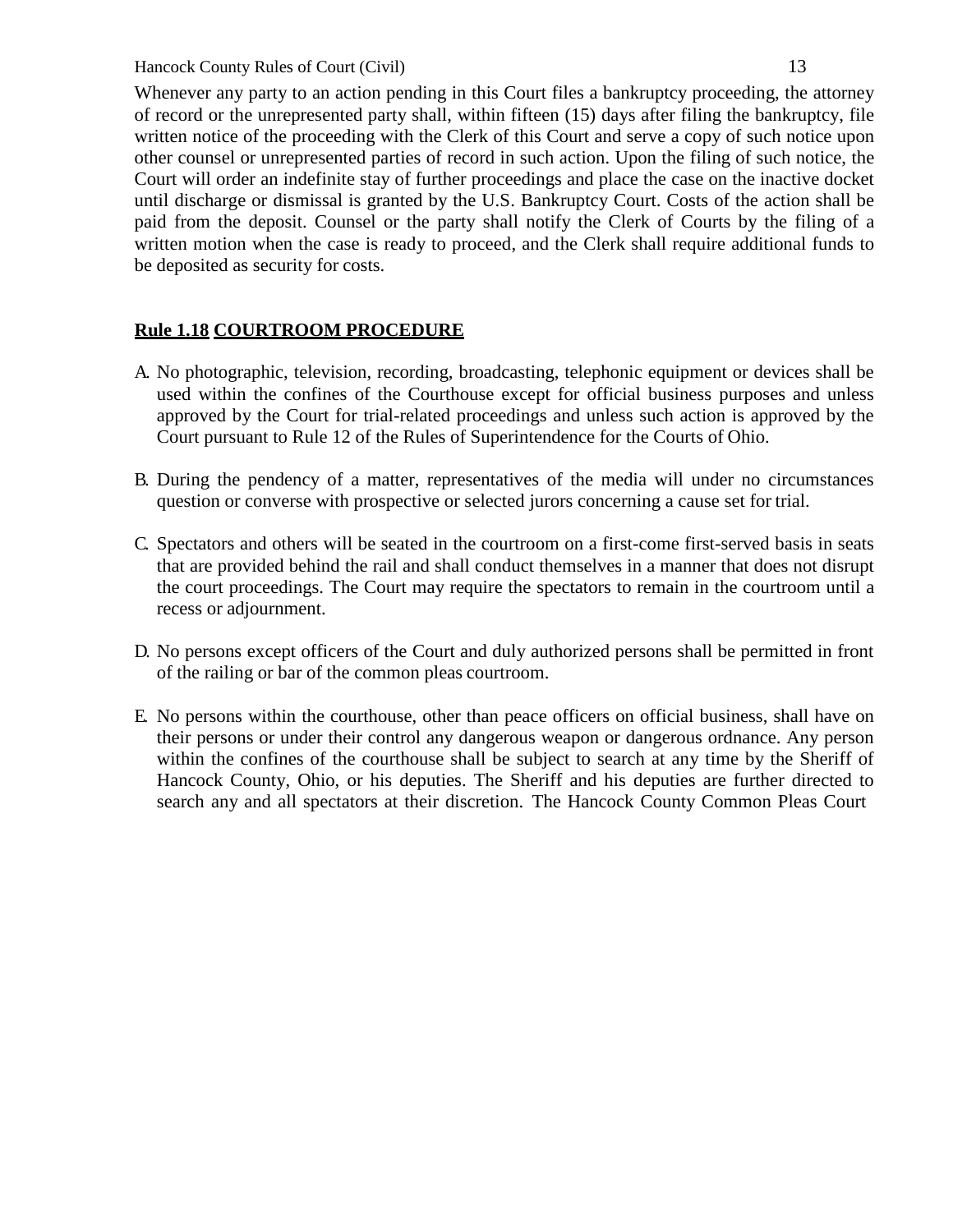Whenever any party to an action pending in this Court files a bankruptcy proceeding, the attorney of record or the unrepresented party shall, within fifteen (15) days after filing the bankruptcy, file written notice of the proceeding with the Clerk of this Court and serve a copy of such notice upon other counsel or unrepresented parties of record in such action. Upon the filing of such notice, the Court will order an indefinite stay of further proceedings and place the case on the inactive docket until discharge or dismissal is granted by the U.S. Bankruptcy Court. Costs of the action shall be paid from the deposit. Counsel or the party shall notify the Clerk of Courts by the filing of a written motion when the case is ready to proceed, and the Clerk shall require additional funds to be deposited as security for costs.

## **Rule 1.18 COURTROOM PROCEDURE**

A. No photographic, television, recording, broadcasting, telephonic equipment or devices shall be used within the confines of the Courthouse except for official business purposes and unless approved by the Court for trial-related proceedings and unless such action is approved by the Court pursuant to Rule 12 of the Rules of Superintendence for the Courts of Ohio.

B. During the pendency of a matter, representatives of the media will under no circumstances question or converse with prospective or selected jurors concerning a cause set for trial.

C. Spectators and others will be seated in the courtroom on a first-come first-served basis in seats that are provided behind the rail and shall conduct themselves in a manner that does not disrupt the court proceedings. The Court may require the spectators to remain in the courtroom until a recess or adjournment.

D. No persons except officers of the Court and duly authorized persons shall be permitted in front of the railing or bar of the common pleas courtroom.

E. No persons within the courthouse, other than peace officers on official business, shall have on their persons or under their control any dangerous weapon or dangerous ordnance. Any person within the confines of the courthouse shall be subject to search at any time by the Sheriff of Hancock County, Ohio, or his deputies. The Sheriff and his deputies are further directed to search any and all spectators at their discretion. The Hancock County Common Pleas Court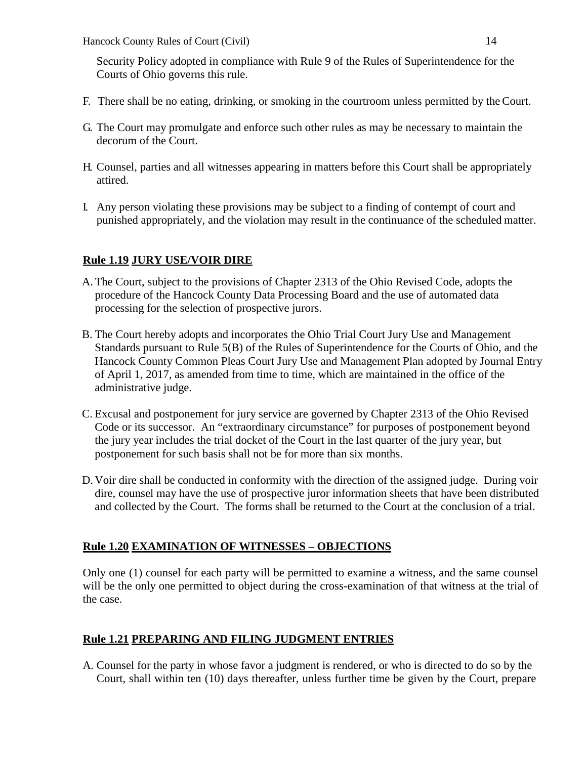Security Policy adopted in compliance with Rule 9 of the Rules of Superintendence for the Courts of Ohio governs this rule.

F. There shall be no eating, drinking, or smoking in the courtroom unless permitted by the Court.

G. The Court may promulgate and enforce such other rules as may be necessary to maintain the decorum of the Court.

H. Counsel, parties and all witnesses appearing in matters before this Court shall be appropriately attired.

I. Any person violating these provisions may be subject to a finding of contempt of court and punished appropriately, and the violation may result in the continuance of the scheduled matter.

## Rule 1.19 JURY USE/VOIR DIRE

A. The Court, subject to the provisions of Chapter 2313 of the Ohio Revised Code, adopts the procedure of the Hancock County Data Processing Board and the use of automated data processing for the selection of prospective jurors.

B. The Court hereby adopts and incorporates the Ohio Trial Court Jury Use and Management Standards pursuant to Rule 5(B) of the Rules of Superintendence for the Courts of Ohio, and the Hancock County Common Pleas Court Jury Use and Management Plan adopted by Journal Entry of April 1, 2017, as amended from time to time, which are maintained in the office of the administrative judge.

C. Excusal and postponement for jury service are governed by Chapter 2313 of the Ohio Revised Code or its successor. An "extraordinary circumstance" for purposes of postponement beyond the jury year includes the trial docket of the Court in the last quarter of the jury year, but postponement for such basis shall not be for more than six months.

D. Voir dire shall be conducted in conformity with the direction of the assigned judge. During voir dire, counsel may have the use of prospective juror information sheets that have been distributed and collected by the Court. The forms shall be returned to the Court at the conclusion of a trial.

## Rule 1.20 EXAMINATION OF WITNESSES – OBJECTIONS

Only one (1) counsel for each party will be permitted to examine a witness, and the same counsel will be the only one permitted to object during the cross-examination of that witness at the trial of the case.

## Rule 1.21 PREPARING AND FILING JUDGMENT ENTRIES

A. Counsel for the party in whose favor a judgment is rendered, or who is directed to do so by the Court, shall within ten (10) days thereafter, unless further time be given by the Court, prepare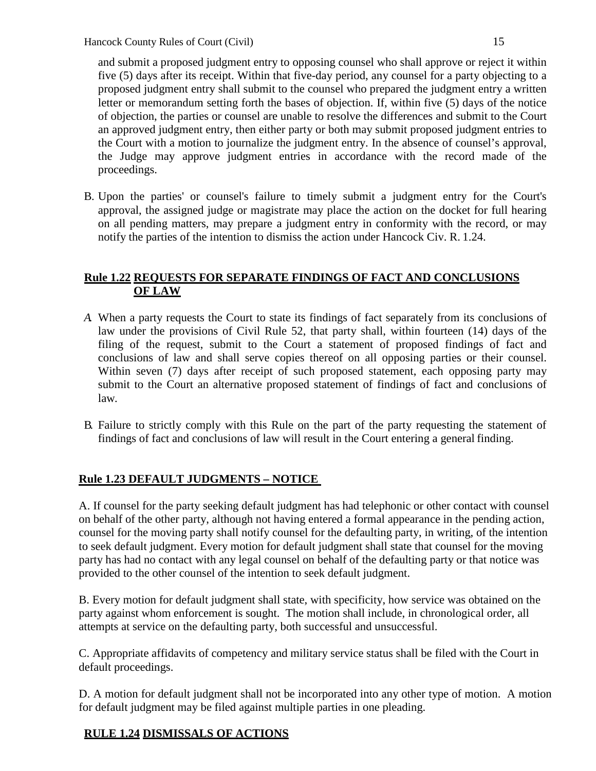and submit a proposed judgment entry to opposing counsel who shall approve or reject it within five (5) days after its receipt. Within that five-day period, any counsel for a party objecting to a proposed judgment entry shall submit to the counsel who prepared the judgment entry a written letter or memorandum setting forth the bases of objection. If, within five (5) days of the notice of objection, the parties or counsel are unable to resolve the differences and submit to the Court an approved judgment entry, then either party or both may submit proposed judgment entries to the Court with a motion to journalize the judgment entry. In the absence of counsel's approval, the Judge may approve judgment entries in accordance with the record made of the proceedings.

B. Upon the parties' or counsel's failure to timely submit a judgment entry for the Court's approval, the assigned judge or magistrate may place the action on the docket for full hearing on all pending matters, may prepare a judgment entry in conformity with the record, or may notify the parties of the intention to dismiss the action under Hancock Civ. R. 1.24.

## Rule 1.22 REQUESTS FOR SEPARATE FINDINGS OF FACT AND CONCLUSIONS OF LAW

A. When a party requests the Court to state its findings of fact separately from its conclusions of law under the provisions of Civil Rule 52, that party shall, within fourteen (14) days of the filing of the request, submit to the Court a statement of proposed findings of fact and conclusions of law and shall serve copies thereof on all opposing parties or their counsel. Within seven (7) days after receipt of such proposed statement, each opposing party may submit to the Court an alternative proposed statement of findings of fact and conclusions of law.

B. Failure to strictly comply with this Rule on the part of the party requesting the statement of findings of fact and conclusions of law will result in the Court entering a general finding.

## Rule 1.23 DEFAULT JUDGMENTS – NOTICE

A. If counsel for the party seeking default judgment has had telephonic or other contact with counsel on behalf of the other party, although not having entered a formal appearance in the pending action, counsel for the moving party shall notify counsel for the defaulting party, in writing, of the intention to seek default judgment. Every motion for default judgment shall state that counsel for the moving party has had no contact with any legal counsel on behalf of the defaulting party or that notice was provided to the other counsel of the intention to seek default judgment.

B. Every motion for default judgment shall state, with specificity, how service was obtained on the party against whom enforcement is sought. The motion shall include, in chronological order, all attempts at service on the defaulting party, both successful and unsuccessful.

C. Appropriate affidavits of competency and military service status shall be filed with the Court in default proceedings.

D. A motion for default judgment shall not be incorporated into any other type of motion. A motion for default judgment may be filed against multiple parties in one pleading.

## RULE 1.24 DISMISSALS OF ACTIONS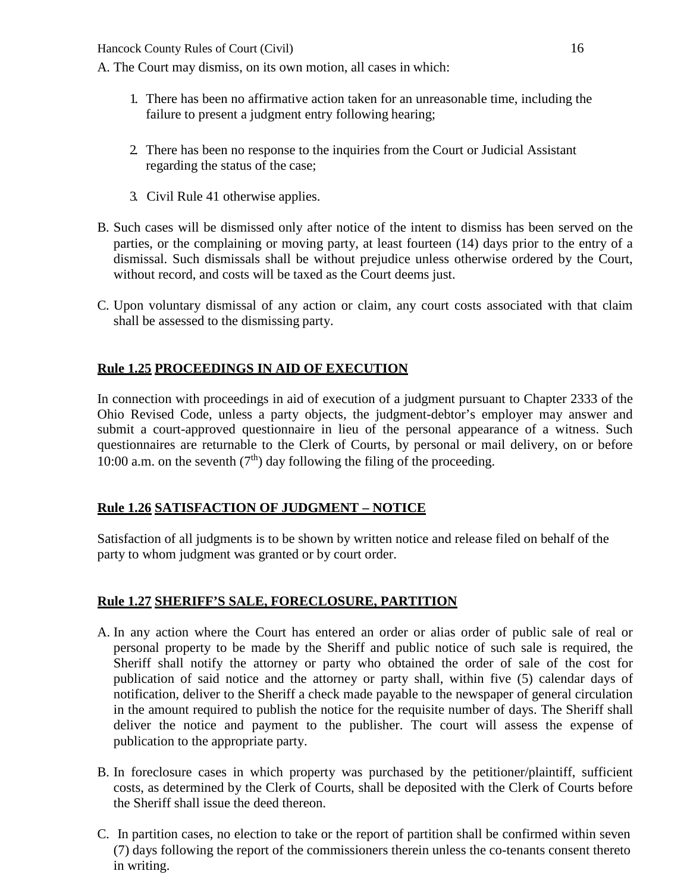A. The Court may dismiss, on its own motion, all cases in which:

1. There has been no affirmative action taken for an unreasonable time, including the failure to present a judgment entry following hearing;

2. There has been no response to the inquiries from the Court or Judicial Assistant regarding the status of the case;

3. Civil Rule 41 otherwise applies.

B. Such cases will be dismissed only after notice of the intent to dismiss has been served on the parties, or the complaining or moving party, at least fourteen (14) days prior to the entry of a dismissal. Such dismissals shall be without prejudice unless otherwise ordered by the Court, without record, and costs will be taxed as the Court deems just.

C. Upon voluntary dismissal of any action or claim, any court costs associated with that claim shall be assessed to the dismissing party.

## **Rule 1.25 PROCEEDINGS IN AID OF EXECUTION**

In connection with proceedings in aid of execution of a judgment pursuant to Chapter 2333 of the Ohio Revised Code, unless a party objects, the judgment-debtor's employer may answer and submit a court-approved questionnaire in lieu of the personal appearance of a witness. Such questionnaires are returnable to the Clerk of Courts, by personal or mail delivery, on or before 10:00 a.m. on the seventh (7th) day following the filing of the proceeding.

## **Rule 1.26 SATISFACTION OF JUDGMENT – NOTICE**

Satisfaction of all judgments is to be shown by written notice and release filed on behalf of the party to whom judgment was granted or by court order.

## **Rule 1.27 SHERIFF'S SALE, FORECLOSURE, PARTITION**

A. In any action where the Court has entered an order or alias order of public sale of real or personal property to be made by the Sheriff and public notice of such sale is required, the Sheriff shall notify the attorney or party who obtained the order of sale of the cost for publication of said notice and the attorney or party shall, within five (5) calendar days of notification, deliver to the Sheriff a check made payable to the newspaper of general circulation in the amount required to publish the notice for the requisite number of days. The Sheriff shall deliver the notice and payment to the publisher. The court will assess the expense of publication to the appropriate party.

B. In foreclosure cases in which property was purchased by the petitioner/plaintiff, sufficient costs, as determined by the Clerk of Courts, shall be deposited with the Clerk of Courts before the Sheriff shall issue the deed thereon.

C. In partition cases, no election to take or the report of partition shall be confirmed within seven (7) days following the report of the commissioners therein unless the co-tenants consent thereto in writing.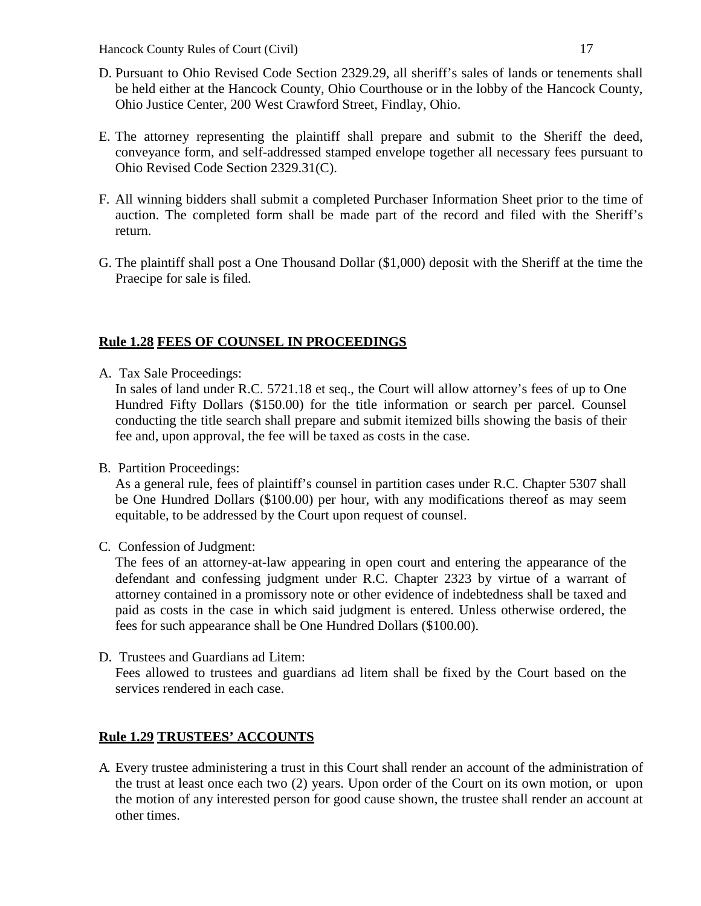D. Pursuant to Ohio Revised Code Section 2329.29, all sheriff's sales of lands or tenements shall be held either at the Hancock County, Ohio Courthouse or in the lobby of the Hancock County, Ohio Justice Center, 200 West Crawford Street, Findlay, Ohio.

E. The attorney representing the plaintiff shall prepare and submit to the Sheriff the deed, conveyance form, and self-addressed stamped envelope together all necessary fees pursuant to Ohio Revised Code Section 2329.31(C).

F. All winning bidders shall submit a completed Purchaser Information Sheet prior to the time of auction. The completed form shall be made part of the record and filed with the Sheriff's return.

G. The plaintiff shall post a One Thousand Dollar ($1,000) deposit with the Sheriff at the time the Praecipe for sale is filed.

## **Rule 1.28 FEES OF COUNSEL IN PROCEEDINGS**

A. Tax Sale Proceedings:
   In sales of land under R.C. 5721.18 et seq., the Court will allow attorney's fees of up to One Hundred Fifty Dollars ($150.00) for the title information or search per parcel. Counsel conducting the title search shall prepare and submit itemized bills showing the basis of their fee and, upon approval, the fee will be taxed as costs in the case.

B. Partition Proceedings:
   As a general rule, fees of plaintiff's counsel in partition cases under R.C. Chapter 5307 shall be One Hundred Dollars ($100.00) per hour, with any modifications thereof as may seem equitable, to be addressed by the Court upon request of counsel.

C. Confession of Judgment:
   The fees of an attorney-at-law appearing in open court and entering the appearance of the defendant and confessing judgment under R.C. Chapter 2323 by virtue of a warrant of attorney contained in a promissory note or other evidence of indebtedness shall be taxed and paid as costs in the case in which said judgment is entered. Unless otherwise ordered, the fees for such appearance shall be One Hundred Dollars ($100.00).

D. Trustees and Guardians ad Litem:
   Fees allowed to trustees and guardians ad litem shall be fixed by the Court based on the services rendered in each case.

## **Rule 1.29 TRUSTEES' ACCOUNTS**

A. Every trustee administering a trust in this Court shall render an account of the administration of the trust at least once each two (2) years. Upon order of the Court on its own motion, or upon the motion of any interested person for good cause shown, the trustee shall render an account at other times.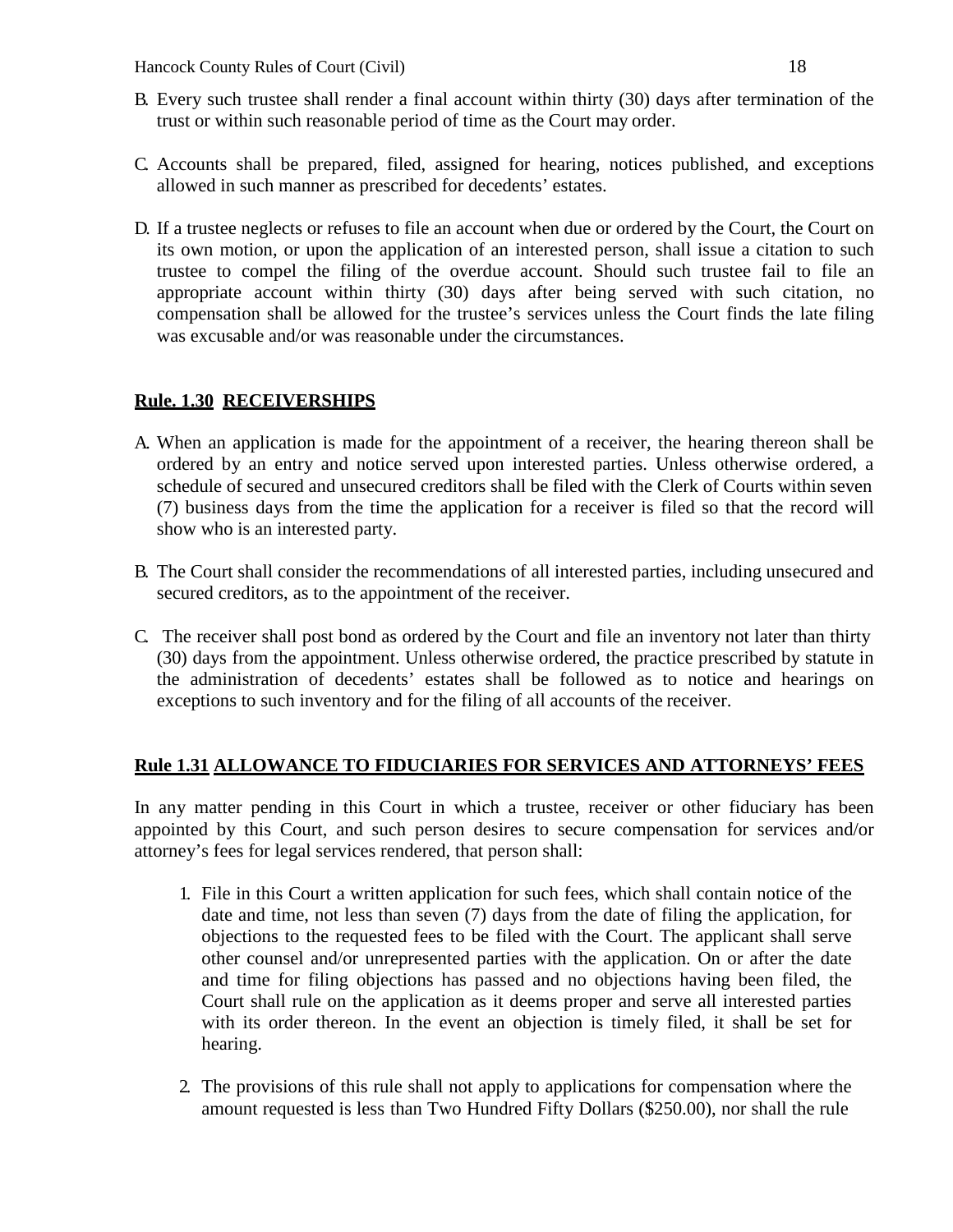B. Every such trustee shall render a final account within thirty (30) days after termination of the trust or within such reasonable period of time as the Court may order.

C. Accounts shall be prepared, filed, assigned for hearing, notices published, and exceptions allowed in such manner as prescribed for decedents' estates.

D. If a trustee neglects or refuses to file an account when due or ordered by the Court, the Court on its own motion, or upon the application of an interested person, shall issue a citation to such trustee to compel the filing of the overdue account. Should such trustee fail to file an appropriate account within thirty (30) days after being served with such citation, no compensation shall be allowed for the trustee's services unless the Court finds the late filing was excusable and/or was reasonable under the circumstances.

## **Rule. 1.30 RECEIVERSHIPS**

A. When an application is made for the appointment of a receiver, the hearing thereon shall be ordered by an entry and notice served upon interested parties. Unless otherwise ordered, a schedule of secured and unsecured creditors shall be filed with the Clerk of Courts within seven (7) business days from the time the application for a receiver is filed so that the record will show who is an interested party.

B. The Court shall consider the recommendations of all interested parties, including unsecured and secured creditors, as to the appointment of the receiver.

C. The receiver shall post bond as ordered by the Court and file an inventory not later than thirty (30) days from the appointment. Unless otherwise ordered, the practice prescribed by statute in the administration of decedents' estates shall be followed as to notice and hearings on exceptions to such inventory and for the filing of all accounts of the receiver.

## **Rule 1.31 ALLOWANCE TO FIDUCIARIES FOR SERVICES AND ATTORNEYS' FEES**

In any matter pending in this Court in which a trustee, receiver or other fiduciary has been appointed by this Court, and such person desires to secure compensation for services and/or attorney's fees for legal services rendered, that person shall:

1. File in this Court a written application for such fees, which shall contain notice of the date and time, not less than seven (7) days from the date of filing the application, for objections to the requested fees to be filed with the Court. The applicant shall serve other counsel and/or unrepresented parties with the application. On or after the date and time for filing objections has passed and no objections having been filed, the Court shall rule on the application as it deems proper and serve all interested parties with its order thereon. In the event an objection is timely filed, it shall be set for hearing.

2. The provisions of this rule shall not apply to applications for compensation where the amount requested is less than Two Hundred Fifty Dollars ($250.00), nor shall the rule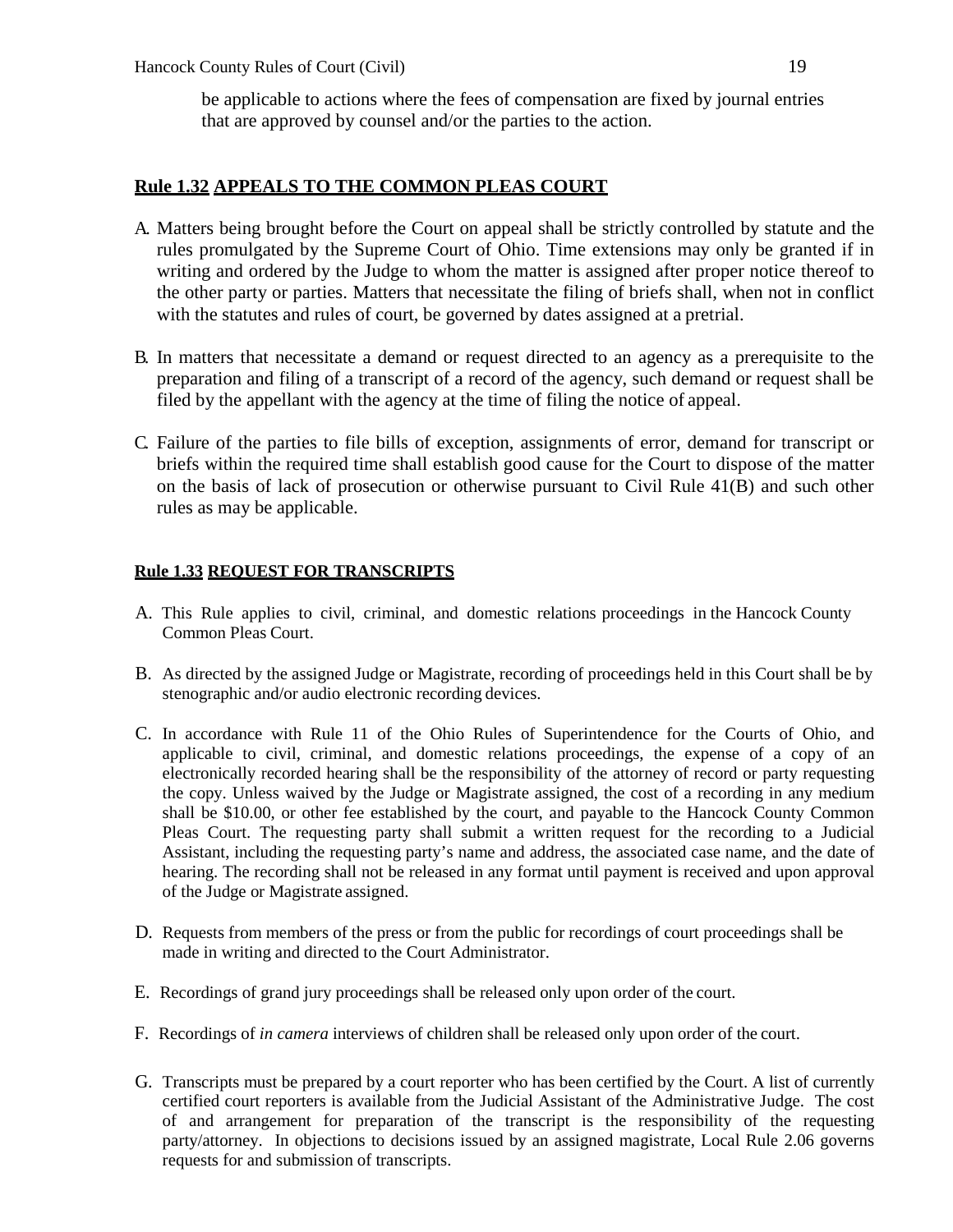be applicable to actions where the fees of compensation are fixed by journal entries that are approved by counsel and/or the parties to the action.

## **Rule 1.32 APPEALS TO THE COMMON PLEAS COURT**

A. Matters being brought before the Court on appeal shall be strictly controlled by statute and the rules promulgated by the Supreme Court of Ohio. Time extensions may only be granted if in writing and ordered by the Judge to whom the matter is assigned after proper notice thereof to the other party or parties. Matters that necessitate the filing of briefs shall, when not in conflict with the statutes and rules of court, be governed by dates assigned at a pretrial.

B. In matters that necessitate a demand or request directed to an agency as a prerequisite to the preparation and filing of a transcript of a record of the agency, such demand or request shall be filed by the appellant with the agency at the time of filing the notice of appeal.

C. Failure of the parties to file bills of exception, assignments of error, demand for transcript or briefs within the required time shall establish good cause for the Court to dispose of the matter on the basis of lack of prosecution or otherwise pursuant to Civil Rule 41(B) and such other rules as may be applicable.

## **Rule 1.33 REQUEST FOR TRANSCRIPTS**

A. This Rule applies to civil, criminal, and domestic relations proceedings in the Hancock County Common Pleas Court.

B. As directed by the assigned Judge or Magistrate, recording of proceedings held in this Court shall be by stenographic and/or audio electronic recording devices.

C. In accordance with Rule 11 of the Ohio Rules of Superintendence for the Courts of Ohio, and applicable to civil, criminal, and domestic relations proceedings, the expense of a copy of an electronically recorded hearing shall be the responsibility of the attorney of record or party requesting the copy. Unless waived by the Judge or Magistrate assigned, the cost of a recording in any medium shall be $10.00, or other fee established by the court, and payable to the Hancock County Common Pleas Court. The requesting party shall submit a written request for the recording to a Judicial Assistant, including the requesting party's name and address, the associated case name, and the date of hearing. The recording shall not be released in any format until payment is received and upon approval of the Judge or Magistrate assigned.

D. Requests from members of the press or from the public for recordings of court proceedings shall be made in writing and directed to the Court Administrator.

E. Recordings of grand jury proceedings shall be released only upon order of the court.

F. Recordings of *in camera* interviews of children shall be released only upon order of the court.

G. Transcripts must be prepared by a court reporter who has been certified by the Court. A list of currently certified court reporters is available from the Judicial Assistant of the Administrative Judge. The cost of and arrangement for preparation of the transcript is the responsibility of the requesting party/attorney. In objections to decisions issued by an assigned magistrate, Local Rule 2.06 governs requests for and submission of transcripts.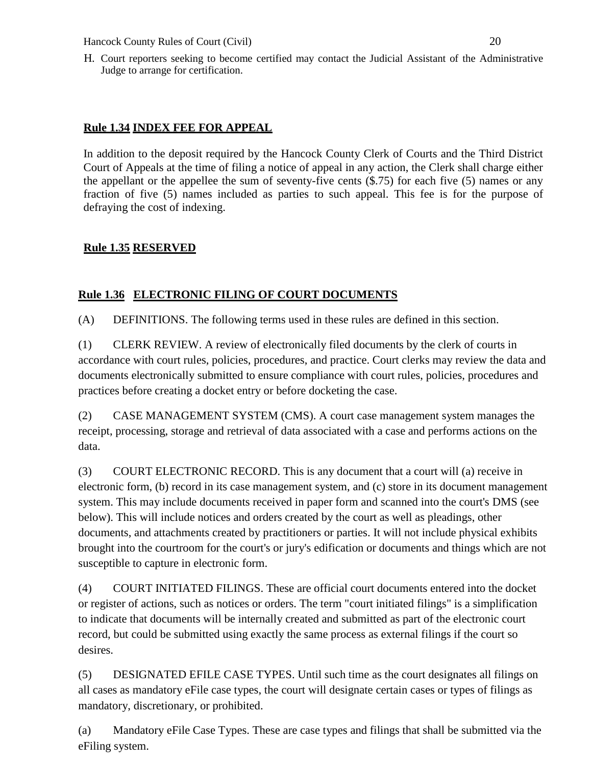H. Court reporters seeking to become certified may contact the Judicial Assistant of the Administrative Judge to arrange for certification.

## **Rule 1.34 INDEX FEE FOR APPEAL**

In addition to the deposit required by the Hancock County Clerk of Courts and the Third District Court of Appeals at the time of filing a notice of appeal in any action, the Clerk shall charge either the appellant or the appellee the sum of seventy-five cents ($.75) for each five (5) names or any fraction of five (5) names included as parties to such appeal. This fee is for the purpose of defraying the cost of indexing.

## **Rule 1.35 RESERVED**

## **Rule 1.36 ELECTRONIC FILING OF COURT DOCUMENTS**

(A) DEFINITIONS. The following terms used in these rules are defined in this section.

(1) CLERK REVIEW. A review of electronically filed documents by the clerk of courts in accordance with court rules, policies, procedures, and practice. Court clerks may review the data and documents electronically submitted to ensure compliance with court rules, policies, procedures and practices before creating a docket entry or before docketing the case.

(2) CASE MANAGEMENT SYSTEM (CMS). A court case management system manages the receipt, processing, storage and retrieval of data associated with a case and performs actions on the data.

(3) COURT ELECTRONIC RECORD. This is any document that a court will (a) receive in electronic form, (b) record in its case management system, and (c) store in its document management system. This may include documents received in paper form and scanned into the court's DMS (see below). This will include notices and orders created by the court as well as pleadings, other documents, and attachments created by practitioners or parties. It will not include physical exhibits brought into the courtroom for the court's or jury's edification or documents and things which are not susceptible to capture in electronic form.

(4) COURT INITIATED FILINGS. These are official court documents entered into the docket or register of actions, such as notices or orders. The term "court initiated filings" is a simplification to indicate that documents will be internally created and submitted as part of the electronic court record, but could be submitted using exactly the same process as external filings if the court so desires.

(5) DESIGNATED EFILE CASE TYPES. Until such time as the court designates all filings on all cases as mandatory eFile case types, the court will designate certain cases or types of filings as mandatory, discretionary, or prohibited.

(a) Mandatory eFile Case Types. These are case types and filings that shall be submitted via the eFiling system.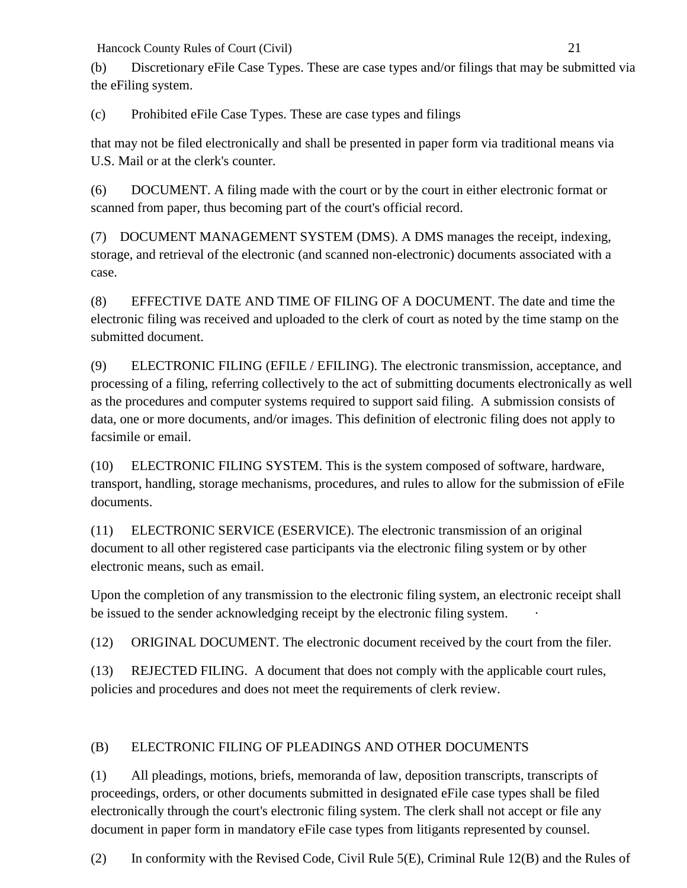(b) Discretionary eFile Case Types. These are case types and/or filings that may be submitted via the eFiling system.

(c) Prohibited eFile Case Types. These are case types and filings

that may not be filed electronically and shall be presented in paper form via traditional means via U.S. Mail or at the clerk's counter.

(6) DOCUMENT. A filing made with the court or by the court in either electronic format or scanned from paper, thus becoming part of the court's official record.

(7) DOCUMENT MANAGEMENT SYSTEM (DMS). A DMS manages the receipt, indexing, storage, and retrieval of the electronic (and scanned non-electronic) documents associated with a case.

(8) EFFECTIVE DATE AND TIME OF FILING OF A DOCUMENT. The date and time the electronic filing was received and uploaded to the clerk of court as noted by the time stamp on the submitted document.

(9) ELECTRONIC FILING (EFILE / EFILING). The electronic transmission, acceptance, and processing of a filing, referring collectively to the act of submitting documents electronically as well as the procedures and computer systems required to support said filing. A submission consists of data, one or more documents, and/or images. This definition of electronic filing does not apply to facsimile or email.

(10) ELECTRONIC FILING SYSTEM. This is the system composed of software, hardware, transport, handling, storage mechanisms, procedures, and rules to allow for the submission of eFile documents.

(11) ELECTRONIC SERVICE (ESERVICE). The electronic transmission of an original document to all other registered case participants via the electronic filing system or by other electronic means, such as email.

Upon the completion of any transmission to the electronic filing system, an electronic receipt shall be issued to the sender acknowledging receipt by the electronic filing system.

(12) ORIGINAL DOCUMENT. The electronic document received by the court from the filer.

(13) REJECTED FILING. A document that does not comply with the applicable court rules, policies and procedures and does not meet the requirements of clerk review.

(B) ELECTRONIC FILING OF PLEADINGS AND OTHER DOCUMENTS

(1) All pleadings, motions, briefs, memoranda of law, deposition transcripts, transcripts of proceedings, orders, or other documents submitted in designated eFile case types shall be filed electronically through the court's electronic filing system. The clerk shall not accept or file any document in paper form in mandatory eFile case types from litigants represented by counsel.

(2) In conformity with the Revised Code, Civil Rule 5(E), Criminal Rule 12(B) and the Rules of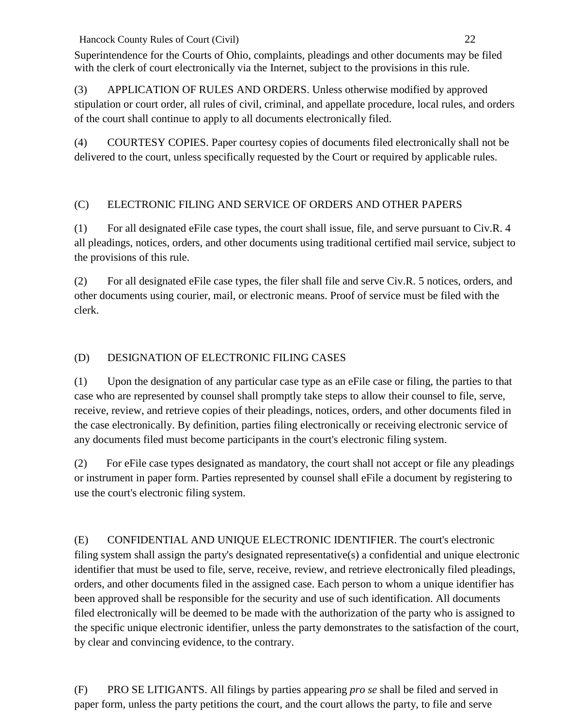Superintendence for the Courts of Ohio, complaints, pleadings and other documents may be filed with the clerk of court electronically via the Internet, subject to the provisions in this rule.

(3) APPLICATION OF RULES AND ORDERS. Unless otherwise modified by approved stipulation or court order, all rules of civil, criminal, and appellate procedure, local rules, and orders of the court shall continue to apply to all documents electronically filed.

(4) COURTESY COPIES. Paper courtesy copies of documents filed electronically shall not be delivered to the court, unless specifically requested by the Court or required by applicable rules.

(C) ELECTRONIC FILING AND SERVICE OF ORDERS AND OTHER PAPERS

(1) For all designated eFile case types, the court shall issue, file, and serve pursuant to Civ.R. 4 all pleadings, notices, orders, and other documents using traditional certified mail service, subject to the provisions of this rule.

(2) For all designated eFile case types, the filer shall file and serve Civ.R. 5 notices, orders, and other documents using courier, mail, or electronic means. Proof of service must be filed with the clerk.

(D) DESIGNATION OF ELECTRONIC FILING CASES

(1) Upon the designation of any particular case type as an eFile case or filing, the parties to that case who are represented by counsel shall promptly take steps to allow their counsel to file, serve, receive, review, and retrieve copies of their pleadings, notices, orders, and other documents filed in the case electronically. By definition, parties filing electronically or receiving electronic service of any documents filed must become participants in the court's electronic filing system.

(2) For eFile case types designated as mandatory, the court shall not accept or file any pleadings or instrument in paper form. Parties represented by counsel shall eFile a document by registering to use the court's electronic filing system.

(E) CONFIDENTIAL AND UNIQUE ELECTRONIC IDENTIFIER. The court's electronic filing system shall assign the party's designated representative(s) a confidential and unique electronic identifier that must be used to file, serve, receive, review, and retrieve electronically filed pleadings, orders, and other documents filed in the assigned case. Each person to whom a unique identifier has been approved shall be responsible for the security and use of such identification. All documents filed electronically will be deemed to be made with the authorization of the party who is assigned to the specific unique electronic identifier, unless the party demonstrates to the satisfaction of the court, by clear and convincing evidence, to the contrary.

(F) PRO SE LITIGANTS. All filings by parties appearing *pro se* shall be filed and served in paper form, unless the party petitions the court, and the court allows the party, to file and serve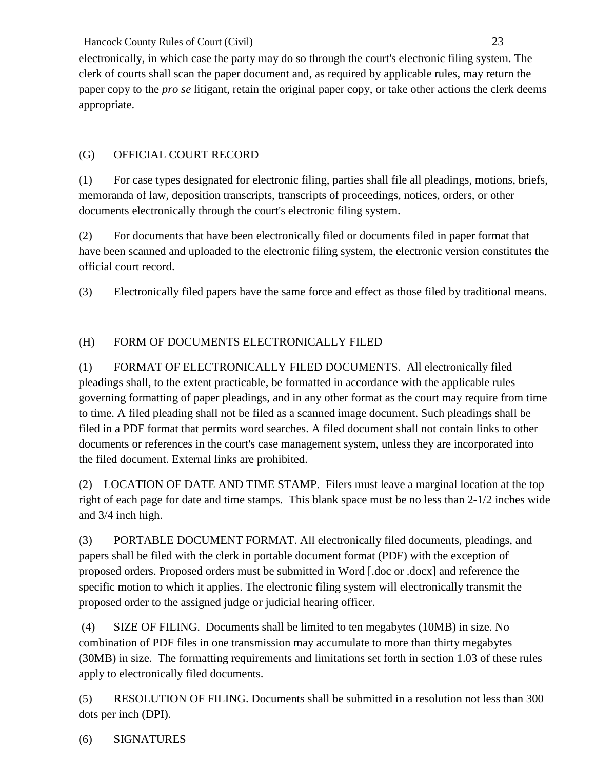electronically, in which case the party may do so through the court's electronic filing system. The clerk of courts shall scan the paper document and, as required by applicable rules, may return the paper copy to the *pro se* litigant, retain the original paper copy, or take other actions the clerk deems appropriate.

## (G) OFFICIAL COURT RECORD

(1) For case types designated for electronic filing, parties shall file all pleadings, motions, briefs, memoranda of law, deposition transcripts, transcripts of proceedings, notices, orders, or other documents electronically through the court's electronic filing system.

(2) For documents that have been electronically filed or documents filed in paper format that have been scanned and uploaded to the electronic filing system, the electronic version constitutes the official court record.

(3) Electronically filed papers have the same force and effect as those filed by traditional means.

## (H) FORM OF DOCUMENTS ELECTRONICALLY FILED

(1) FORMAT OF ELECTRONICALLY FILED DOCUMENTS. All electronically filed pleadings shall, to the extent practicable, be formatted in accordance with the applicable rules governing formatting of paper pleadings, and in any other format as the court may require from time to time. A filed pleading shall not be filed as a scanned image document. Such pleadings shall be filed in a PDF format that permits word searches. A filed document shall not contain links to other documents or references in the court's case management system, unless they are incorporated into the filed document. External links are prohibited.

(2) LOCATION OF DATE AND TIME STAMP. Filers must leave a marginal location at the top right of each page for date and time stamps. This blank space must be no less than 2-1/2 inches wide and 3/4 inch high.

(3) PORTABLE DOCUMENT FORMAT. All electronically filed documents, pleadings, and papers shall be filed with the clerk in portable document format (PDF) with the exception of proposed orders. Proposed orders must be submitted in Word [.doc or .docx] and reference the specific motion to which it applies. The electronic filing system will electronically transmit the proposed order to the assigned judge or judicial hearing officer.

(4) SIZE OF FILING. Documents shall be limited to ten megabytes (10MB) in size. No combination of PDF files in one transmission may accumulate to more than thirty megabytes (30MB) in size. The formatting requirements and limitations set forth in section 1.03 of these rules apply to electronically filed documents.

(5) RESOLUTION OF FILING. Documents shall be submitted in a resolution not less than 300 dots per inch (DPI).

(6) SIGNATURES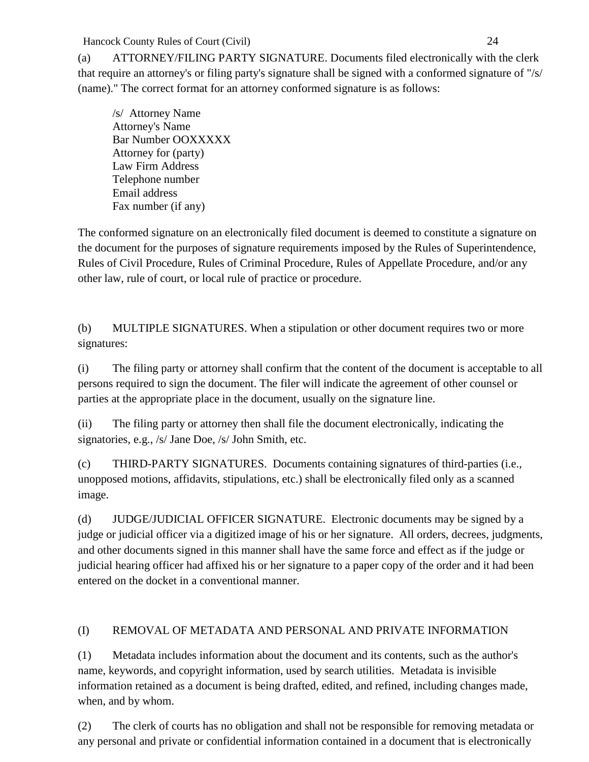(a) ATTORNEY/FILING PARTY SIGNATURE. Documents filed electronically with the clerk that require an attorney's or filing party's signature shall be signed with a conformed signature of "/s/ (name)." The correct format for an attorney conformed signature is as follows:

/s/ Attorney Name
Attorney's Name
Bar Number OOXXXXX
Attorney for (party)
Law Firm Address
Telephone number
Email address
Fax number (if any)

The conformed signature on an electronically filed document is deemed to constitute a signature on the document for the purposes of signature requirements imposed by the Rules of Superintendence, Rules of Civil Procedure, Rules of Criminal Procedure, Rules of Appellate Procedure, and/or any other law, rule of court, or local rule of practice or procedure.

(b) MULTIPLE SIGNATURES. When a stipulation or other document requires two or more signatures:

(i) The filing party or attorney shall confirm that the content of the document is acceptable to all persons required to sign the document. The filer will indicate the agreement of other counsel or parties at the appropriate place in the document, usually on the signature line.

(ii) The filing party or attorney then shall file the document electronically, indicating the signatories, e.g., /s/ Jane Doe, /s/ John Smith, etc.

(c) THIRD-PARTY SIGNATURES. Documents containing signatures of third-parties (i.e., unopposed motions, affidavits, stipulations, etc.) shall be electronically filed only as a scanned image.

(d) JUDGE/JUDICIAL OFFICER SIGNATURE. Electronic documents may be signed by a judge or judicial officer via a digitized image of his or her signature. All orders, decrees, judgments, and other documents signed in this manner shall have the same force and effect as if the judge or judicial hearing officer had affixed his or her signature to a paper copy of the order and it had been entered on the docket in a conventional manner.

(I) REMOVAL OF METADATA AND PERSONAL AND PRIVATE INFORMATION

(1) Metadata includes information about the document and its contents, such as the author's name, keywords, and copyright information, used by search utilities. Metadata is invisible information retained as a document is being drafted, edited, and refined, including changes made, when, and by whom.

(2) The clerk of courts has no obligation and shall not be responsible for removing metadata or any personal and private or confidential information contained in a document that is electronically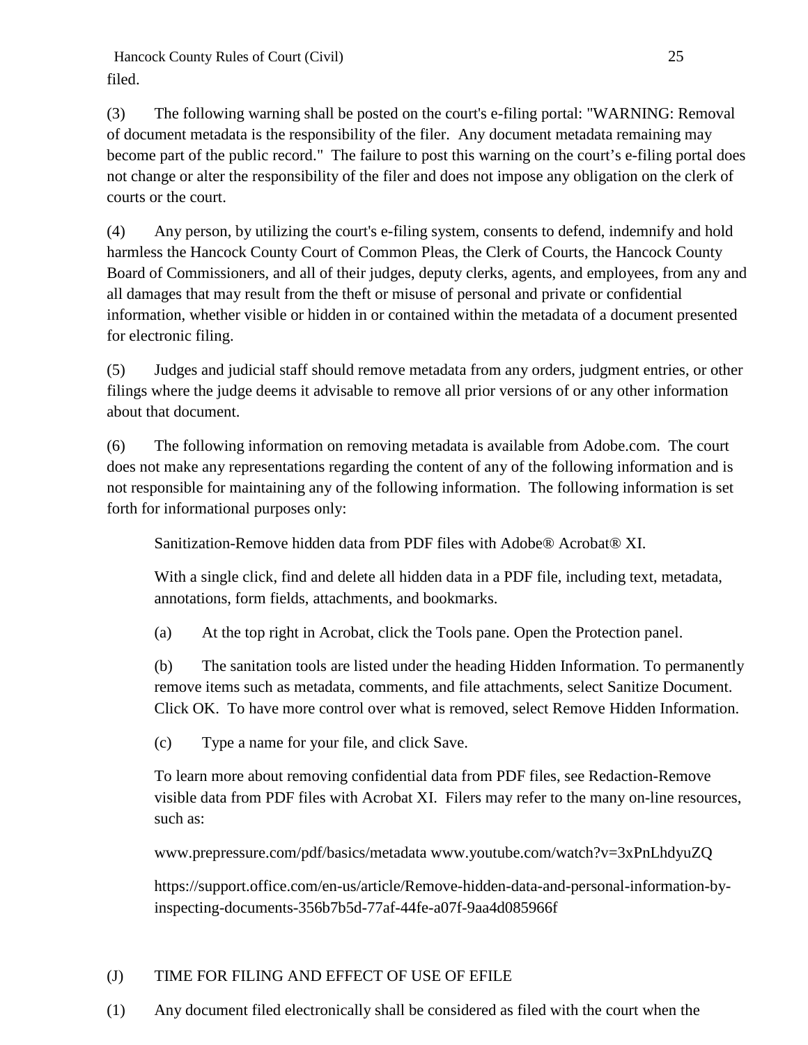filed.

(3) The following warning shall be posted on the court's e-filing portal: "WARNING: Removal of document metadata is the responsibility of the filer. Any document metadata remaining may become part of the public record." The failure to post this warning on the court's e-filing portal does not change or alter the responsibility of the filer and does not impose any obligation on the clerk of courts or the court.

(4) Any person, by utilizing the court's e-filing system, consents to defend, indemnify and hold harmless the Hancock County Court of Common Pleas, the Clerk of Courts, the Hancock County Board of Commissioners, and all of their judges, deputy clerks, agents, and employees, from any and all damages that may result from the theft or misuse of personal and private or confidential information, whether visible or hidden in or contained within the metadata of a document presented for electronic filing.

(5) Judges and judicial staff should remove metadata from any orders, judgment entries, or other filings where the judge deems it advisable to remove all prior versions of or any other information about that document.

(6) The following information on removing metadata is available from Adobe.com. The court does not make any representations regarding the content of any of the following information and is not responsible for maintaining any of the following information. The following information is set forth for informational purposes only:

> Sanitization-Remove hidden data from PDF files with Adobe® Acrobat® XI.
>
> With a single click, find and delete all hidden data in a PDF file, including text, metadata, annotations, form fields, attachments, and bookmarks.
>
> (a) At the top right in Acrobat, click the Tools pane. Open the Protection panel.
>
> (b) The sanitation tools are listed under the heading Hidden Information. To permanently remove items such as metadata, comments, and file attachments, select Sanitize Document. Click OK. To have more control over what is removed, select Remove Hidden Information.
>
> (c) Type a name for your file, and click Save.
>
> To learn more about removing confidential data from PDF files, see Redaction-Remove visible data from PDF files with Acrobat XI. Filers may refer to the many on-line resources, such as:
>
> www.prepressure.com/pdf/basics/metadata www.youtube.com/watch?v=3xPnLhdyuZQ
>
> https://support.office.com/en-us/article/Remove-hidden-data-and-personal-information-by-inspecting-documents-356b7b5d-77af-44fe-a07f-9aa4d085966f

(J) TIME FOR FILING AND EFFECT OF USE OF EFILE

(1) Any document filed electronically shall be considered as filed with the court when the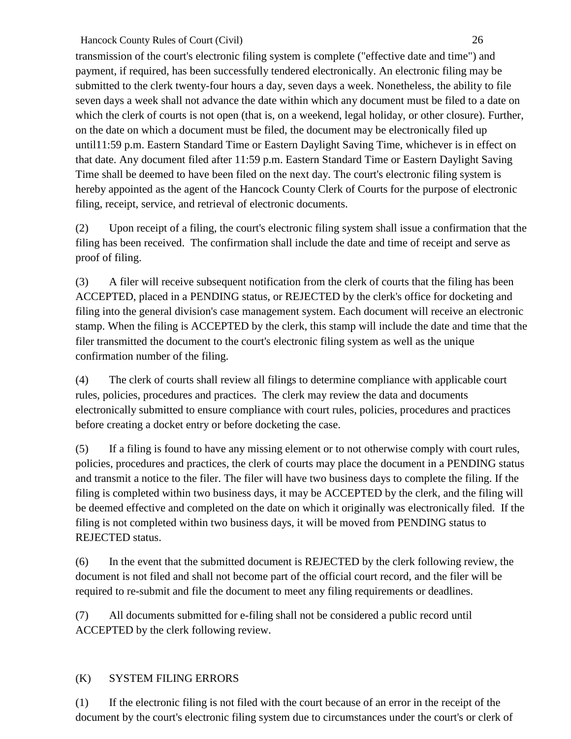transmission of the court's electronic filing system is complete ("effective date and time") and payment, if required, has been successfully tendered electronically. An electronic filing may be submitted to the clerk twenty-four hours a day, seven days a week. Nonetheless, the ability to file seven days a week shall not advance the date within which any document must be filed to a date on which the clerk of courts is not open (that is, on a weekend, legal holiday, or other closure). Further, on the date on which a document must be filed, the document may be electronically filed up until11:59 p.m. Eastern Standard Time or Eastern Daylight Saving Time, whichever is in effect on that date. Any document filed after 11:59 p.m. Eastern Standard Time or Eastern Daylight Saving Time shall be deemed to have been filed on the next day. The court's electronic filing system is hereby appointed as the agent of the Hancock County Clerk of Courts for the purpose of electronic filing, receipt, service, and retrieval of electronic documents.

(2) Upon receipt of a filing, the court's electronic filing system shall issue a confirmation that the filing has been received. The confirmation shall include the date and time of receipt and serve as proof of filing.

(3) A filer will receive subsequent notification from the clerk of courts that the filing has been ACCEPTED, placed in a PENDING status, or REJECTED by the clerk's office for docketing and filing into the general division's case management system. Each document will receive an electronic stamp. When the filing is ACCEPTED by the clerk, this stamp will include the date and time that the filer transmitted the document to the court's electronic filing system as well as the unique confirmation number of the filing.

(4) The clerk of courts shall review all filings to determine compliance with applicable court rules, policies, procedures and practices. The clerk may review the data and documents electronically submitted to ensure compliance with court rules, policies, procedures and practices before creating a docket entry or before docketing the case.

(5) If a filing is found to have any missing element or to not otherwise comply with court rules, policies, procedures and practices, the clerk of courts may place the document in a PENDING status and transmit a notice to the filer. The filer will have two business days to complete the filing. If the filing is completed within two business days, it may be ACCEPTED by the clerk, and the filing will be deemed effective and completed on the date on which it originally was electronically filed. If the filing is not completed within two business days, it will be moved from PENDING status to REJECTED status.

(6) In the event that the submitted document is REJECTED by the clerk following review, the document is not filed and shall not become part of the official court record, and the filer will be required to re-submit and file the document to meet any filing requirements or deadlines.

(7) All documents submitted for e-filing shall not be considered a public record until ACCEPTED by the clerk following review.

(K) SYSTEM FILING ERRORS

(1) If the electronic filing is not filed with the court because of an error in the receipt of the document by the court's electronic filing system due to circumstances under the court's or clerk of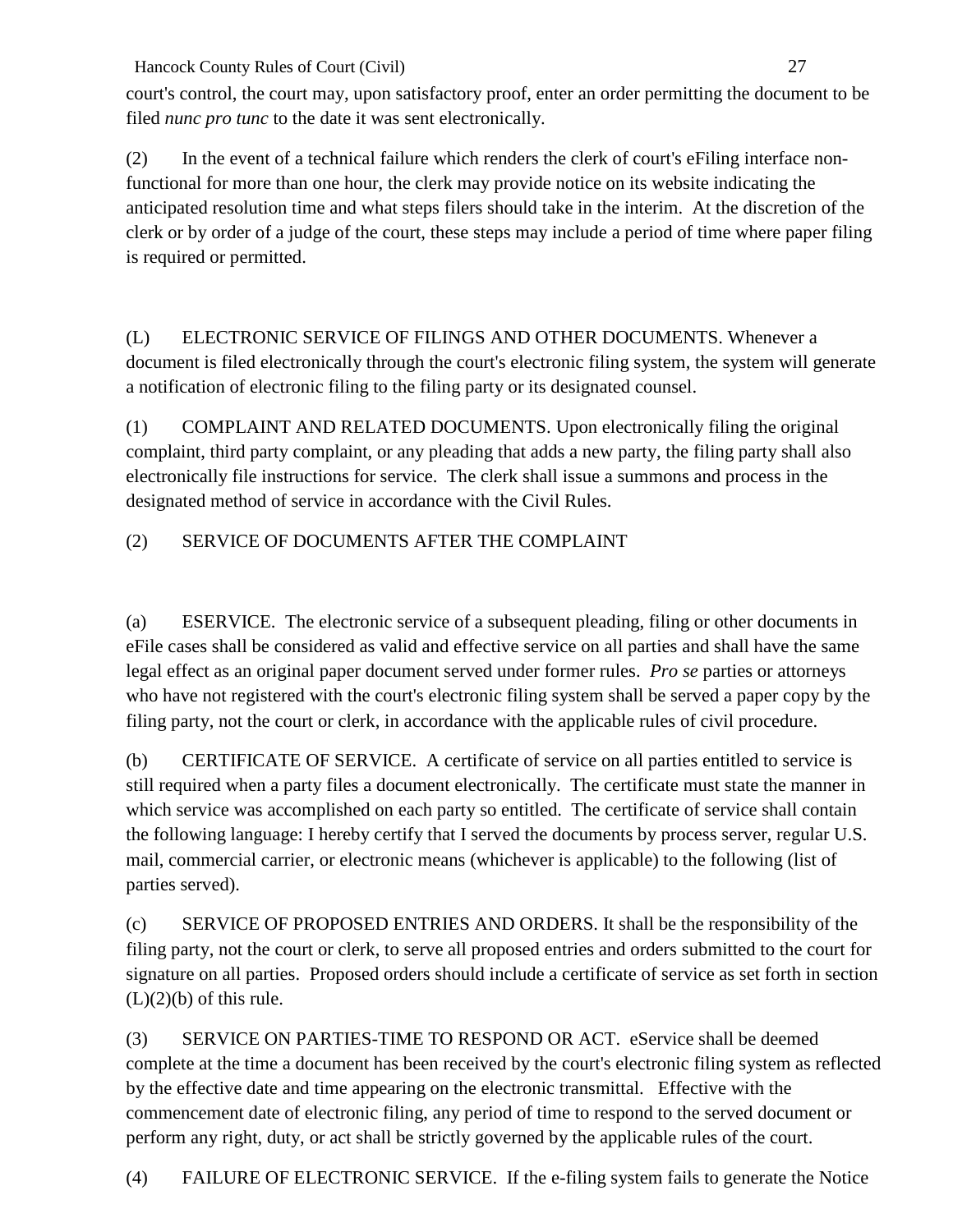court's control, the court may, upon satisfactory proof, enter an order permitting the document to be filed *nunc pro tunc* to the date it was sent electronically.

(2) In the event of a technical failure which renders the clerk of court's eFiling interface non-functional for more than one hour, the clerk may provide notice on its website indicating the anticipated resolution time and what steps filers should take in the interim. At the discretion of the clerk or by order of a judge of the court, these steps may include a period of time where paper filing is required or permitted.

(L) ELECTRONIC SERVICE OF FILINGS AND OTHER DOCUMENTS. Whenever a document is filed electronically through the court's electronic filing system, the system will generate a notification of electronic filing to the filing party or its designated counsel.

(1) COMPLAINT AND RELATED DOCUMENTS. Upon electronically filing the original complaint, third party complaint, or any pleading that adds a new party, the filing party shall also electronically file instructions for service. The clerk shall issue a summons and process in the designated method of service in accordance with the Civil Rules.

(2) SERVICE OF DOCUMENTS AFTER THE COMPLAINT

(a) ESERVICE. The electronic service of a subsequent pleading, filing or other documents in eFile cases shall be considered as valid and effective service on all parties and shall have the same legal effect as an original paper document served under former rules. *Pro se* parties or attorneys who have not registered with the court's electronic filing system shall be served a paper copy by the filing party, not the court or clerk, in accordance with the applicable rules of civil procedure.

(b) CERTIFICATE OF SERVICE. A certificate of service on all parties entitled to service is still required when a party files a document electronically. The certificate must state the manner in which service was accomplished on each party so entitled. The certificate of service shall contain the following language: I hereby certify that I served the documents by process server, regular U.S. mail, commercial carrier, or electronic means (whichever is applicable) to the following (list of parties served).

(c) SERVICE OF PROPOSED ENTRIES AND ORDERS. It shall be the responsibility of the filing party, not the court or clerk, to serve all proposed entries and orders submitted to the court for signature on all parties. Proposed orders should include a certificate of service as set forth in section (L)(2)(b) of this rule.

(3) SERVICE ON PARTIES-TIME TO RESPOND OR ACT. eService shall be deemed complete at the time a document has been received by the court's electronic filing system as reflected by the effective date and time appearing on the electronic transmittal. Effective with the commencement date of electronic filing, any period of time to respond to the served document or perform any right, duty, or act shall be strictly governed by the applicable rules of the court.

(4) FAILURE OF ELECTRONIC SERVICE. If the e-filing system fails to generate the Notice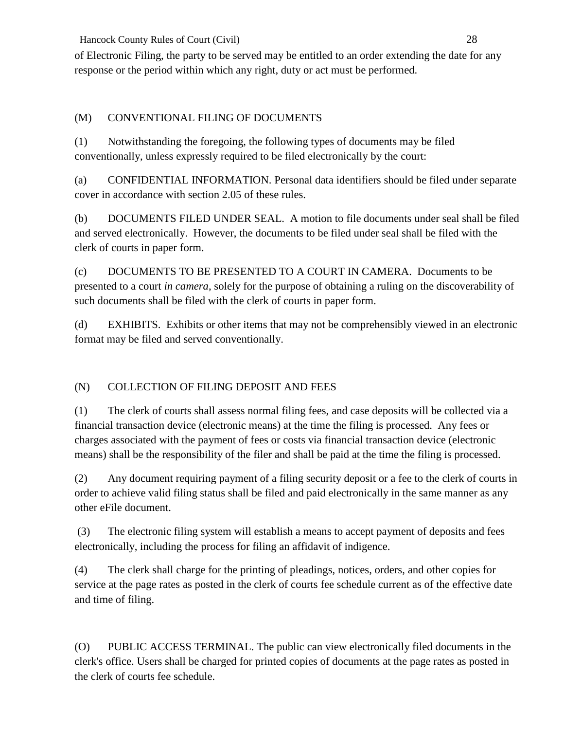of Electronic Filing, the party to be served may be entitled to an order extending the date for any response or the period within which any right, duty or act must be performed.

(M) CONVENTIONAL FILING OF DOCUMENTS

(1) Notwithstanding the foregoing, the following types of documents may be filed conventionally, unless expressly required to be filed electronically by the court:

(a) CONFIDENTIAL INFORMATION. Personal data identifiers should be filed under separate cover in accordance with section 2.05 of these rules.

(b) DOCUMENTS FILED UNDER SEAL. A motion to file documents under seal shall be filed and served electronically. However, the documents to be filed under seal shall be filed with the clerk of courts in paper form.

(c) DOCUMENTS TO BE PRESENTED TO A COURT IN CAMERA. Documents to be presented to a court *in camera*, solely for the purpose of obtaining a ruling on the discoverability of such documents shall be filed with the clerk of courts in paper form.

(d) EXHIBITS. Exhibits or other items that may not be comprehensibly viewed in an electronic format may be filed and served conventionally.

(N) COLLECTION OF FILING DEPOSIT AND FEES

(1) The clerk of courts shall assess normal filing fees, and case deposits will be collected via a financial transaction device (electronic means) at the time the filing is processed. Any fees or charges associated with the payment of fees or costs via financial transaction device (electronic means) shall be the responsibility of the filer and shall be paid at the time the filing is processed.

(2) Any document requiring payment of a filing security deposit or a fee to the clerk of courts in order to achieve valid filing status shall be filed and paid electronically in the same manner as any other eFile document.

(3) The electronic filing system will establish a means to accept payment of deposits and fees electronically, including the process for filing an affidavit of indigence.

(4) The clerk shall charge for the printing of pleadings, notices, orders, and other copies for service at the page rates as posted in the clerk of courts fee schedule current as of the effective date and time of filing.

(O) PUBLIC ACCESS TERMINAL. The public can view electronically filed documents in the clerk's office. Users shall be charged for printed copies of documents at the page rates as posted in the clerk of courts fee schedule.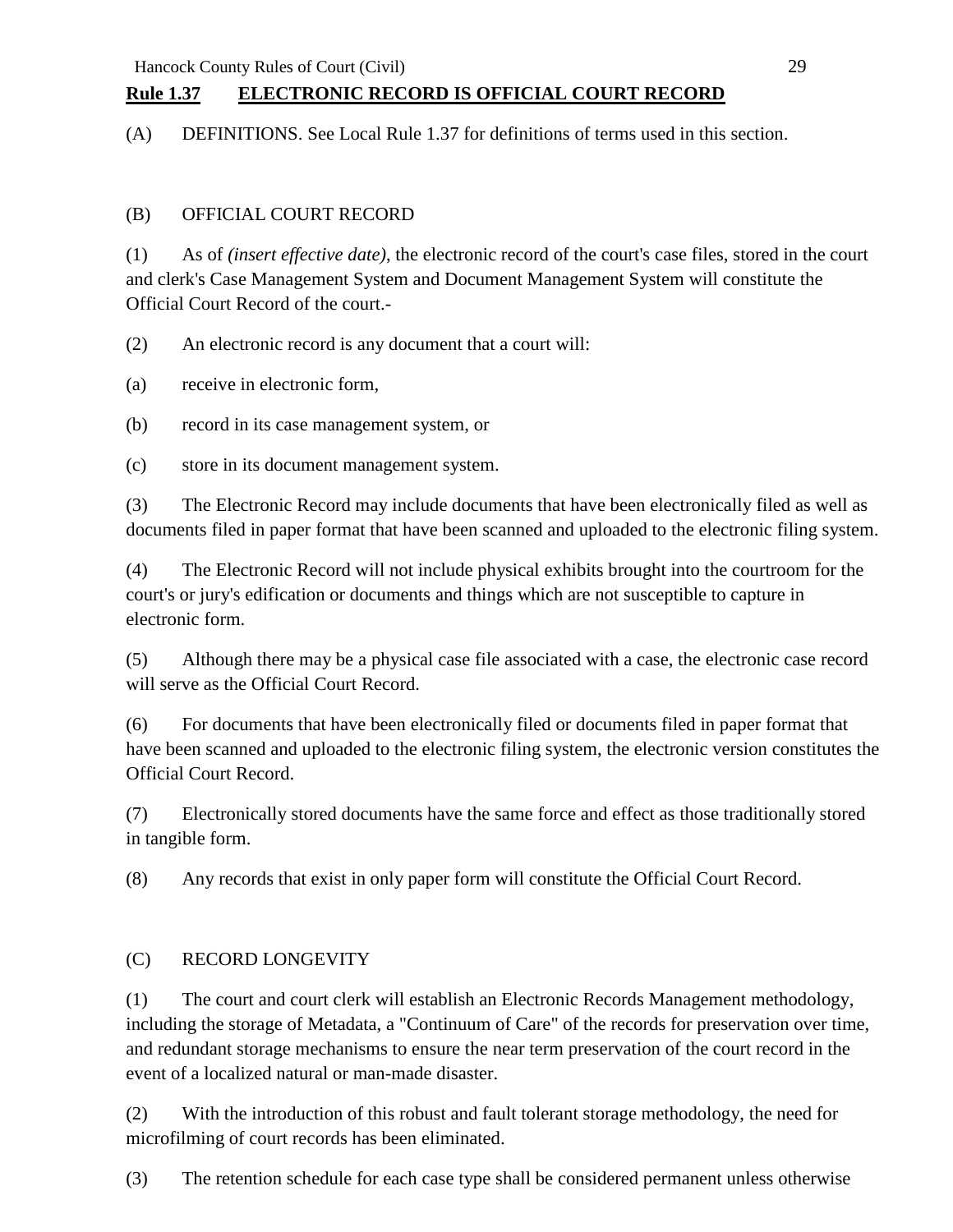## **Rule 1.37 ELECTRONIC RECORD IS OFFICIAL COURT RECORD**

(A) DEFINITIONS. See Local Rule 1.37 for definitions of terms used in this section.

(B) OFFICIAL COURT RECORD

(1) As of *(insert effective date)*, the electronic record of the court's case files, stored in the court and clerk's Case Management System and Document Management System will constitute the Official Court Record of the court.-

(2) An electronic record is any document that a court will:

(a) receive in electronic form,

(b) record in its case management system, or

(c) store in its document management system.

(3) The Electronic Record may include documents that have been electronically filed as well as documents filed in paper format that have been scanned and uploaded to the electronic filing system.

(4) The Electronic Record will not include physical exhibits brought into the courtroom for the court's or jury's edification or documents and things which are not susceptible to capture in electronic form.

(5) Although there may be a physical case file associated with a case, the electronic case record will serve as the Official Court Record.

(6) For documents that have been electronically filed or documents filed in paper format that have been scanned and uploaded to the electronic filing system, the electronic version constitutes the Official Court Record.

(7) Electronically stored documents have the same force and effect as those traditionally stored in tangible form.

(8) Any records that exist in only paper form will constitute the Official Court Record.

(C) RECORD LONGEVITY

(1) The court and court clerk will establish an Electronic Records Management methodology, including the storage of Metadata, a "Continuum of Care" of the records for preservation over time, and redundant storage mechanisms to ensure the near term preservation of the court record in the event of a localized natural or man-made disaster.

(2) With the introduction of this robust and fault tolerant storage methodology, the need for microfilming of court records has been eliminated.

(3) The retention schedule for each case type shall be considered permanent unless otherwise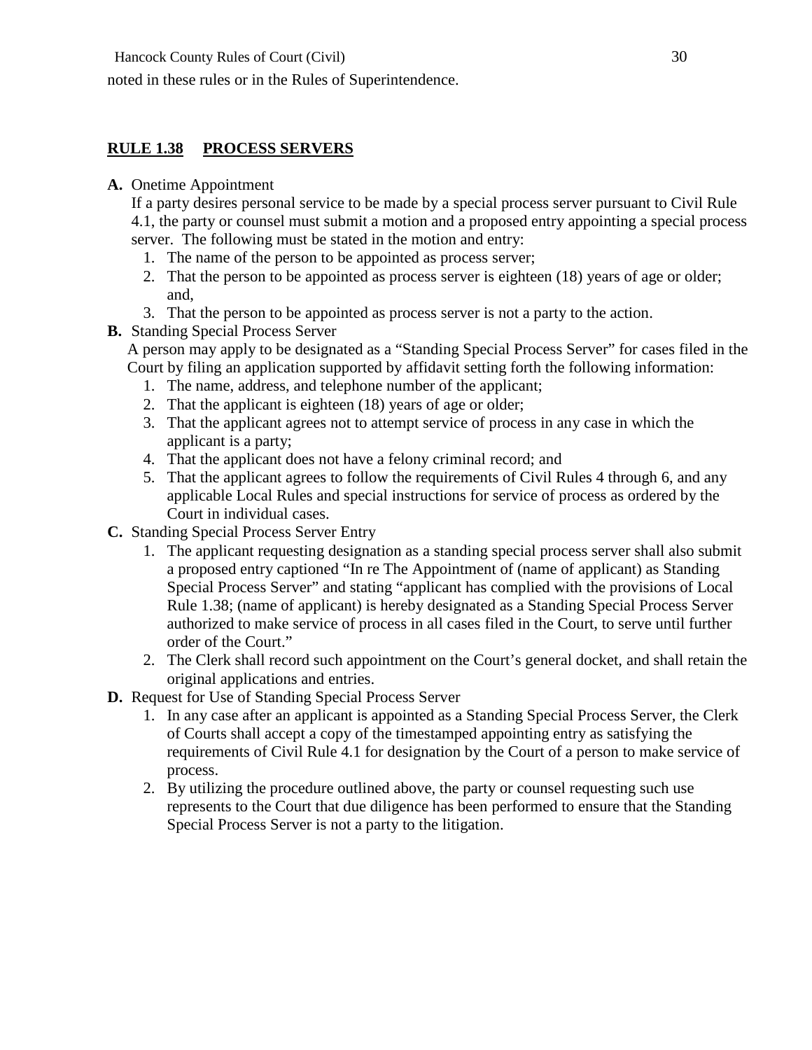noted in these rules or in the Rules of Superintendence.

## RULE 1.38 PROCESS SERVERS

**A.** Onetime Appointment

If a party desires personal service to be made by a special process server pursuant to Civil Rule 4.1, the party or counsel must submit a motion and a proposed entry appointing a special process server. The following must be stated in the motion and entry:

1. The name of the person to be appointed as process server;
2. That the person to be appointed as process server is eighteen (18) years of age or older; and,
3. That the person to be appointed as process server is not a party to the action.

**B.** Standing Special Process Server

A person may apply to be designated as a "Standing Special Process Server" for cases filed in the Court by filing an application supported by affidavit setting forth the following information:

1. The name, address, and telephone number of the applicant;
2. That the applicant is eighteen (18) years of age or older;
3. That the applicant agrees not to attempt service of process in any case in which the applicant is a party;
4. That the applicant does not have a felony criminal record; and
5. That the applicant agrees to follow the requirements of Civil Rules 4 through 6, and any applicable Local Rules and special instructions for service of process as ordered by the Court in individual cases.

**C.** Standing Special Process Server Entry

1. The applicant requesting designation as a standing special process server shall also submit a proposed entry captioned "In re The Appointment of (name of applicant) as Standing Special Process Server" and stating "applicant has complied with the provisions of Local Rule 1.38; (name of applicant) is hereby designated as a Standing Special Process Server authorized to make service of process in all cases filed in the Court, to serve until further order of the Court."
2. The Clerk shall record such appointment on the Court's general docket, and shall retain the original applications and entries.

**D.** Request for Use of Standing Special Process Server

1. In any case after an applicant is appointed as a Standing Special Process Server, the Clerk of Courts shall accept a copy of the timestamped appointing entry as satisfying the requirements of Civil Rule 4.1 for designation by the Court of a person to make service of process.
2. By utilizing the procedure outlined above, the party or counsel requesting such use represents to the Court that due diligence has been performed to ensure that the Standing Special Process Server is not a party to the litigation.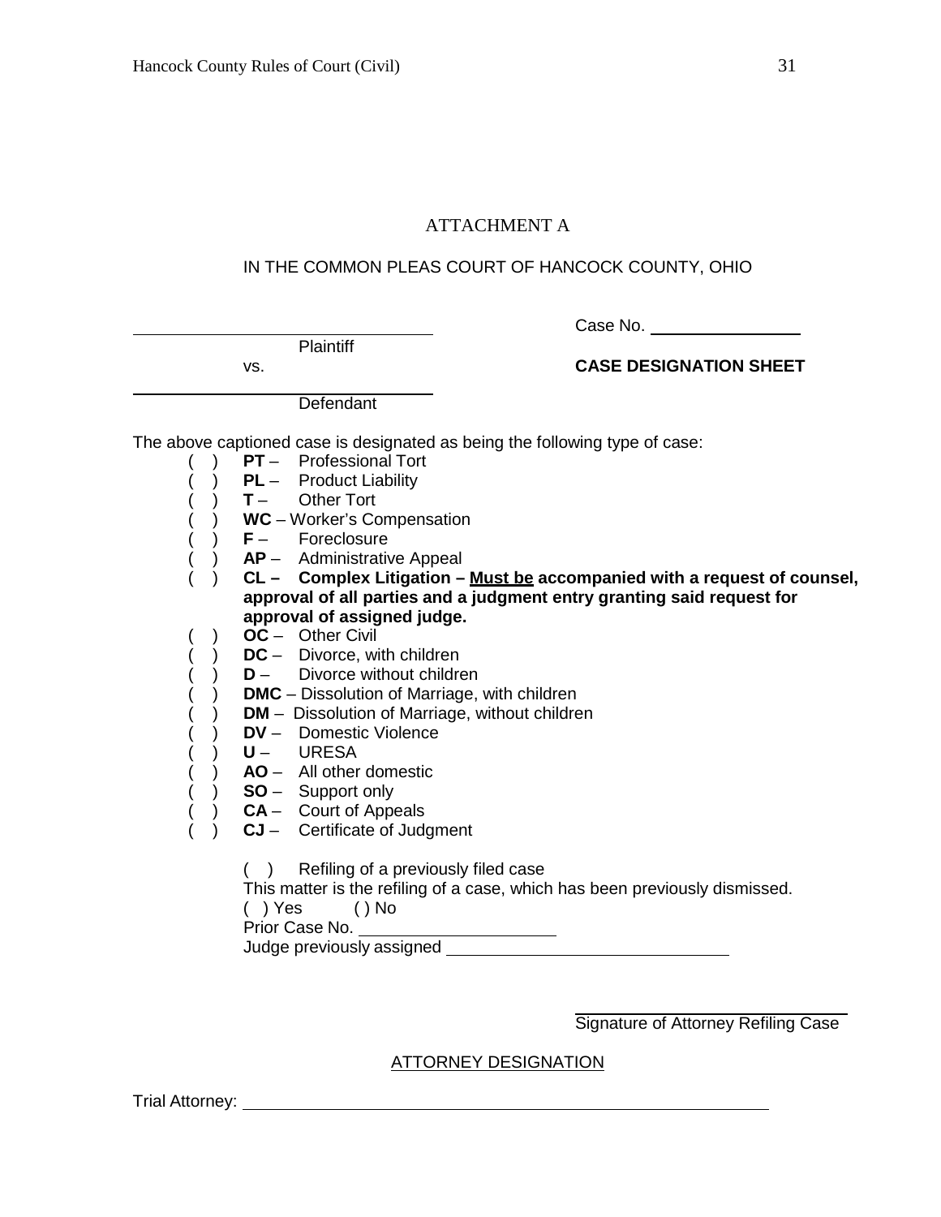# ATTACHMENT A

## IN THE COMMON PLEAS COURT OF HANCOCK COUNTY, OHIO

_______________________________ Case No. _______________
Plaintiff

vs. **CASE DESIGNATION SHEET**

_______________________________
Defendant

The above captioned case is designated as being the following type of case:

( ) **PT** – Professional Tort
( ) **PL** – Product Liability
( ) **T** – Other Tort
( ) **WC** – Worker's Compensation
( ) **F** – Foreclosure
( ) **AP** – Administrative Appeal
( ) **CL – Complex Litigation – <u>Must be</u> accompanied with a request of counsel, approval of all parties and a judgment entry granting said request for approval of assigned judge.**
( ) **OC** – Other Civil
( ) **DC** – Divorce, with children
( ) **D** – Divorce without children
( ) **DMC** – Dissolution of Marriage, with children
( ) **DM** – Dissolution of Marriage, without children
( ) **DV** – Domestic Violence
( ) **U** – URESA
( ) **AO** – All other domestic
( ) **SO** – Support only
( ) **CA** – Court of Appeals
( ) **CJ** – Certificate of Judgment

( ) Refiling of a previously filed case
This matter is the refiling of a case, which has been previously dismissed.
( ) Yes ( ) No
Prior Case No. ____________________
Judge previously assigned ____________________________

_______________________________
Signature of Attorney Refiling Case

<u>ATTORNEY DESIGNATION</u>

Trial Attorney: ____________________________________________________________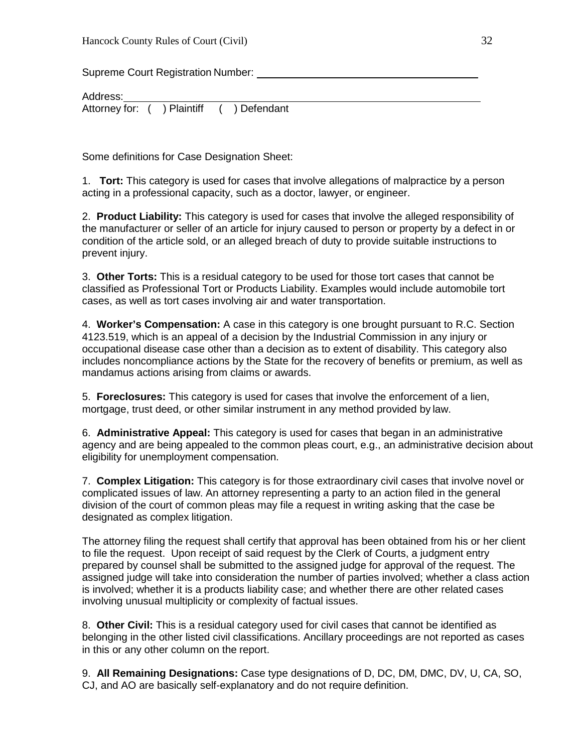Supreme Court Registration Number: ______________________________________

Address: ________________________________________________________________

Attorney for: ( ) Plaintiff ( ) Defendant

Some definitions for Case Designation Sheet:

1. **Tort:** This category is used for cases that involve allegations of malpractice by a person acting in a professional capacity, such as a doctor, lawyer, or engineer.

2. **Product Liability:** This category is used for cases that involve the alleged responsibility of the manufacturer or seller of an article for injury caused to person or property by a defect in or condition of the article sold, or an alleged breach of duty to provide suitable instructions to prevent injury.

3. **Other Torts:** This is a residual category to be used for those tort cases that cannot be classified as Professional Tort or Products Liability. Examples would include automobile tort cases, as well as tort cases involving air and water transportation.

4. **Worker's Compensation:** A case in this category is one brought pursuant to R.C. Section 4123.519, which is an appeal of a decision by the Industrial Commission in any injury or occupational disease case other than a decision as to extent of disability. This category also includes noncompliance actions by the State for the recovery of benefits or premium, as well as mandamus actions arising from claims or awards.

5. **Foreclosures:** This category is used for cases that involve the enforcement of a lien, mortgage, trust deed, or other similar instrument in any method provided by law.

6. **Administrative Appeal:** This category is used for cases that began in an administrative agency and are being appealed to the common pleas court, e.g., an administrative decision about eligibility for unemployment compensation.

7. **Complex Litigation:** This category is for those extraordinary civil cases that involve novel or complicated issues of law. An attorney representing a party to an action filed in the general division of the court of common pleas may file a request in writing asking that the case be designated as complex litigation.

The attorney filing the request shall certify that approval has been obtained from his or her client to file the request. Upon receipt of said request by the Clerk of Courts, a judgment entry prepared by counsel shall be submitted to the assigned judge for approval of the request. The assigned judge will take into consideration the number of parties involved; whether a class action is involved; whether it is a products liability case; and whether there are other related cases involving unusual multiplicity or complexity of factual issues.

8. **Other Civil:** This is a residual category used for civil cases that cannot be identified as belonging in the other listed civil classifications. Ancillary proceedings are not reported as cases in this or any other column on the report.

9. **All Remaining Designations:** Case type designations of D, DC, DM, DMC, DV, U, CA, SO, CJ, and AO are basically self-explanatory and do not require definition.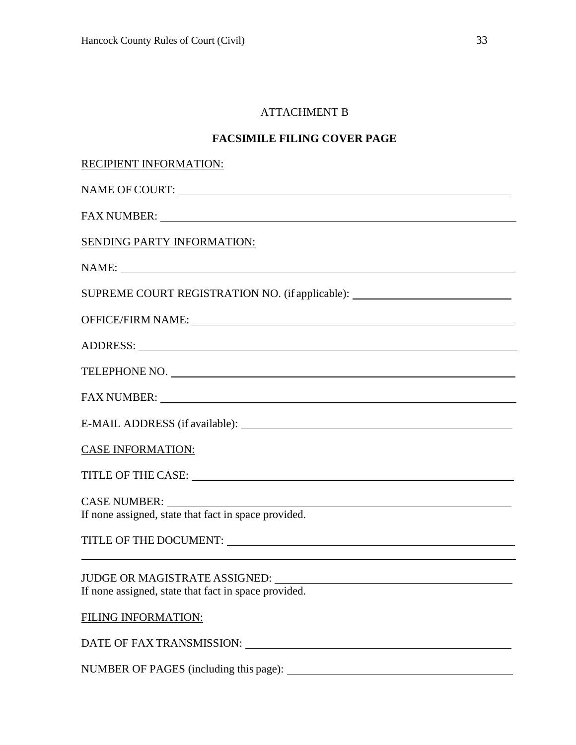ATTACHMENT B

**FACSIMILE FILING COVER PAGE**

RECIPIENT INFORMATION:

NAME OF COURT: ______________________________________________

FAX NUMBER: ______________________________________________

SENDING PARTY INFORMATION:

NAME: ______________________________________________

SUPREME COURT REGISTRATION NO. (if applicable): ______________________

OFFICE/FIRM NAME: ______________________________________________

ADDRESS: ______________________________________________

TELEPHONE NO. ______________________________________________

FAX NUMBER: ______________________________________________

E-MAIL ADDRESS (if available): ______________________________________

CASE INFORMATION:

TITLE OF THE CASE: ______________________________________________

CASE NUMBER: ______________________________________________
If none assigned, state that fact in space provided.

TITLE OF THE DOCUMENT: ______________________________________________
______________________________________________

JUDGE OR MAGISTRATE ASSIGNED: ______________________________________
If none assigned, state that fact in space provided.

FILING INFORMATION:

DATE OF FAX TRANSMISSION: ______________________________________

NUMBER OF PAGES (including this page): ______________________________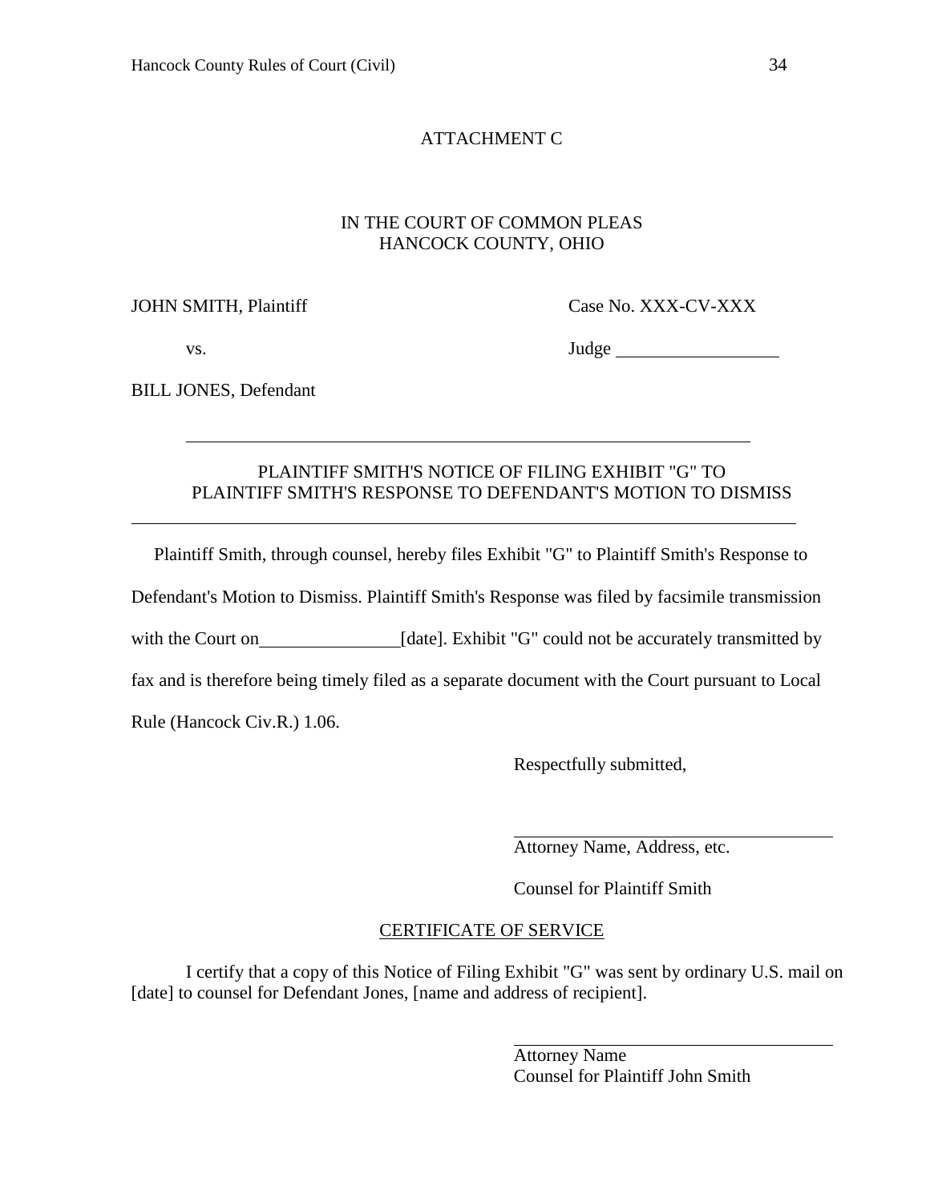ATTACHMENT C

IN THE COURT OF COMMON PLEAS
HANCOCK COUNTY, OHIO

JOHN SMITH, Plaintiff — Case No. XXX-CV-XXX

vs. — Judge ___________________

BILL JONES, Defendant

---

PLAINTIFF SMITH'S NOTICE OF FILING EXHIBIT "G" TO
PLAINTIFF SMITH'S RESPONSE TO DEFENDANT'S MOTION TO DISMISS

---

Plaintiff Smith, through counsel, hereby files Exhibit "G" to Plaintiff Smith's Response to Defendant's Motion to Dismiss. Plaintiff Smith's Response was filed by facsimile transmission with the Court on________________[date]. Exhibit "G" could not be accurately transmitted by fax and is therefore being timely filed as a separate document with the Court pursuant to Local Rule (Hancock Civ.R.) 1.06.

Respectfully submitted,

______________________________
Attorney Name, Address, etc.

Counsel for Plaintiff Smith

CERTIFICATE OF SERVICE

I certify that a copy of this Notice of Filing Exhibit "G" was sent by ordinary U.S. mail on [date] to counsel for Defendant Jones, [name and address of recipient].

______________________________
Attorney Name
Counsel for Plaintiff John Smith